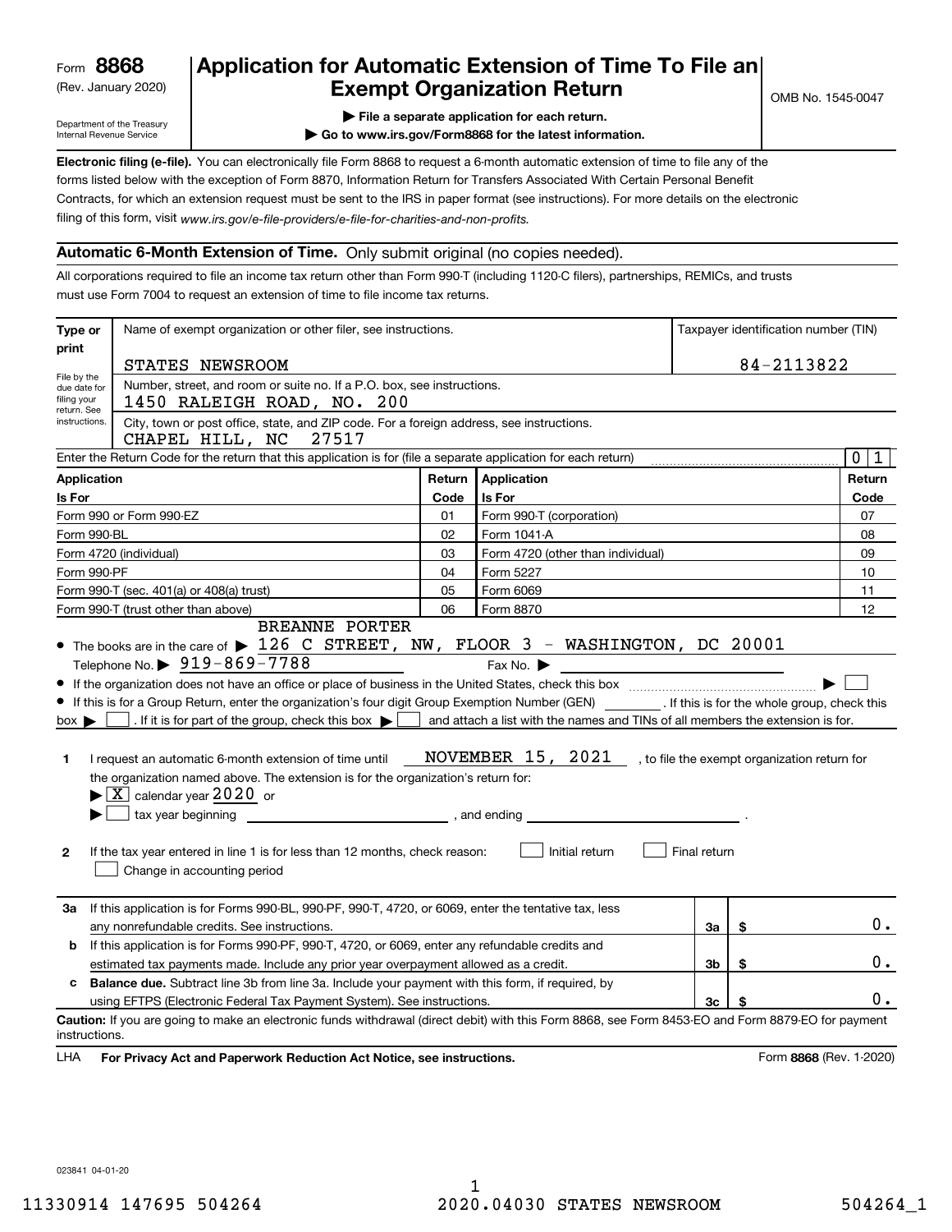Form **8868**
(Rev. January 2020)

Department of the Treasury
Internal Revenue Service

# Application for Automatic Extension of Time To File an Exempt Organization Return

▶ **File a separate application for each return.**

▶ **Go to www.irs.gov/Form8868 for the latest information.**

OMB No. 1545-0047

**Electronic filing (e-file).** You can electronically file Form 8868 to request a 6-month automatic extension of time to file any of the forms listed below with the exception of Form 8870, Information Return for Transfers Associated With Certain Personal Benefit Contracts, for which an extension request must be sent to the IRS in paper format (see instructions). For more details on the electronic filing of this form, visit *www.irs.gov/e-file-providers/e-file-for-charities-and-non-profits.*

**Automatic 6-Month Extension of Time.** Only submit original (no copies needed).

All corporations required to file an income tax return other than Form 990-T (including 1120-C filers), partnerships, REMICs, and trusts must use Form 7004 to request an extension of time to file income tax returns.

| Type or print | Name of exempt organization or other filer, see instructions. | Taxpayer identification number (TIN) |
|---|---|---|
| | STATES NEWSROOM | 84-2113822 |
| File by the due date for filing your return. See instructions. | Number, street, and room or suite no. If a P.O. box, see instructions. 1450 RALEIGH ROAD, NO. 200 | |
| | City, town or post office, state, and ZIP code. For a foreign address, see instructions. CHAPEL HILL, NC 27517 | |

Enter the Return Code for the return that this application is for (file a separate application for each return) ..... 0 1

| Application Is For | Return Code | Application Is For | Return Code |
|---|---|---|---|
| Form 990 or Form 990-EZ | 01 | Form 990-T (corporation) | 07 |
| Form 990-BL | 02 | Form 1041-A | 08 |
| Form 4720 (individual) | 03 | Form 4720 (other than individual) | 09 |
| Form 990-PF | 04 | Form 5227 | 10 |
| Form 990-T (sec. 401(a) or 408(a) trust) | 05 | Form 6069 | 11 |
| Form 990-T (trust other than above) | 06 | Form 8870 | 12 |

- The books are in the care of ▶ BREANNE PORTER 126 C STREET, NW, FLOOR 3 - WASHINGTON, DC 20001
  Telephone No. ▶ 919-869-7788 Fax No. ▶
- If the organization does not have an office or place of business in the United States, check this box ..... ▶ ☐
- If this is for a Group Return, enter the organization's four digit Group Exemption Number (GEN) ______ . If this is for the whole group, check this box ▶ ☐ . If it is for part of the group, check this box ▶ ☐ and attach a list with the names and TINs of all members the extension is for.

**1** I request an automatic 6-month extension of time until NOVEMBER 15, 2021 , to file the exempt organization return for the organization named above. The extension is for the organization's return for:
▶ ☒ calendar year 2020 or
▶ ☐ tax year beginning ______________ , and ending ______________ .

**2** If the tax year entered in line 1 is for less than 12 months, check reason: ☐ Initial return ☐ Final return
☐ Change in accounting period

| | | | |
|---|---|---|---|
| **3a** | If this application is for Forms 990-BL, 990-PF, 990-T, 4720, or 6069, enter the tentative tax, less any nonrefundable credits. See instructions. | 3a | $ 0. |
| **b** | If this application is for Forms 990-PF, 990-T, 4720, or 6069, enter any refundable credits and estimated tax payments made. Include any prior year overpayment allowed as a credit. | 3b | $ 0. |
| **c** | **Balance due.** Subtract line 3b from line 3a. Include your payment with this form, if required, by using EFTPS (Electronic Federal Tax Payment System). See instructions. | 3c | $ 0. |

**Caution:** If you are going to make an electronic funds withdrawal (direct debit) with this Form 8868, see Form 8453-EO and Form 8879-EO for payment instructions.

LHA **For Privacy Act and Paperwork Reduction Act Notice, see instructions.** Form **8868** (Rev. 1-2020)

023841 04-01-20

11330914 147695 504264 2020.04030 STATES NEWSROOM 504264_1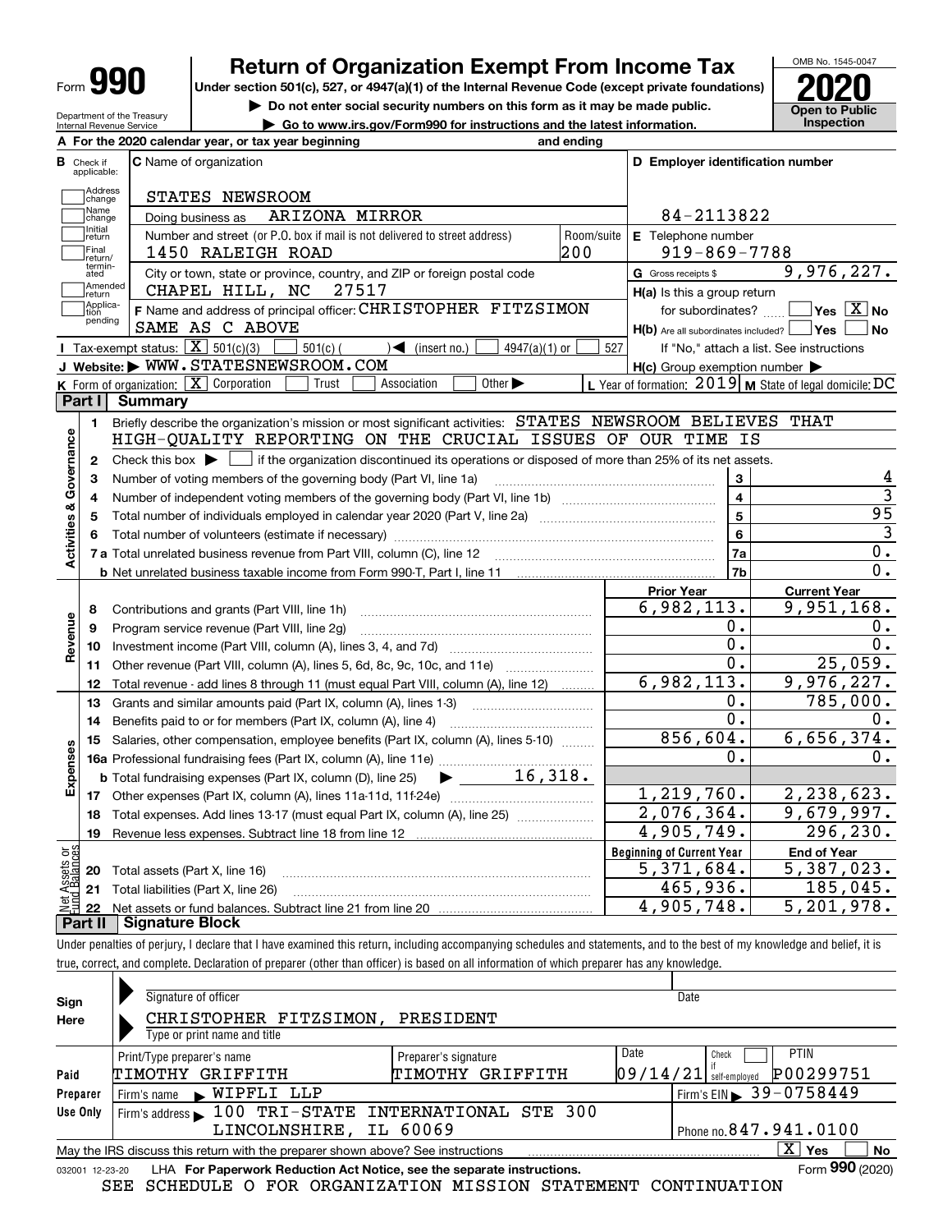Form **990**

# Return of Organization Exempt From Income Tax

**Under section 501(c), 527, or 4947(a)(1) of the Internal Revenue Code (except private foundations)**

▶ Do not enter social security numbers on this form as it may be made public.

▶ Go to www.irs.gov/Form990 for instructions and the latest information.

OMB No. 1545-0047

**2020**

**Open to Public Inspection**

Department of the Treasury
Internal Revenue Service

**A** For the 2020 calendar year, or tax year beginning and ending

**B** Check if applicable: Address change, Name change, Initial return, Final return/terminated, Amended return, Application pending

**C** Name of organization: STATES NEWSROOM

Doing business as: ARIZONA MIRROR

Number and street (or P.O. box if mail is not delivered to street address): 1450 RALEIGH ROAD — Room/suite: 200

City or town, state or province, country, and ZIP or foreign postal code: CHAPEL HILL, NC 27517

**D** Employer identification number: 84-2113822

**E** Telephone number: 919-869-7788

**G** Gross receipts $ 9,976,227.

**F** Name and address of principal officer: CHRISTOPHER FITZSIMON, SAME AS C ABOVE

**H(a)** Is this a group return for subordinates? Yes [ ] No [X]

**H(b)** Are all subordinates included? Yes [ ] No [ ]
If "No," attach a list. See instructions

**H(c)** Group exemption number ▶

**I** Tax-exempt status: [X] 501(c)(3) [ ] 501(c) ( ) ◀ (insert no.) [ ] 4947(a)(1) or [ ] 527

**J** Website: ▶ WWW.STATESNEWSROOM.COM

**K** Form of organization: [X] Corporation [ ] Trust [ ] Association [ ] Other ▶

**L** Year of formation: 2019 **M** State of legal domicile: DC

## Part I Summary

**Activities & Governance**

1. Briefly describe the organization's mission or most significant activities: STATES NEWSROOM BELIEVES THAT HIGH-QUALITY REPORTING ON THE CRUCIAL ISSUES OF OUR TIME IS
2. Check this box ▶ [ ] if the organization discontinued its operations or disposed of more than 25% of its net assets.

| | | | |
|---|---|---|---|
| 3 | Number of voting members of the governing body (Part VI, line 1a) | 3 | 4 |
| 4 | Number of independent voting members of the governing body (Part VI, line 1b) | 4 | 3 |
| 5 | Total number of individuals employed in calendar year 2020 (Part V, line 2a) | 5 | 95 |
| 6 | Total number of volunteers (estimate if necessary) | 6 | 3 |
| 7a | Total unrelated business revenue from Part VIII, column (C), line 12 | 7a | 0. |
| b | Net unrelated business taxable income from Form 990-T, Part I, line 11 | 7b | 0. |

| | | | Prior Year | Current Year |
|---|---|---|---|---|
| **Revenue** | 8 | Contributions and grants (Part VIII, line 1h) | 6,982,113. | 9,951,168. |
| | 9 | Program service revenue (Part VIII, line 2g) | 0. | 0. |
| | 10 | Investment income (Part VIII, column (A), lines 3, 4, and 7d) | 0. | 0. |
| | 11 | Other revenue (Part VIII, column (A), lines 5, 6d, 8c, 9c, 10c, and 11e) | 0. | 25,059. |
| | 12 | Total revenue - add lines 8 through 11 (must equal Part VIII, column (A), line 12) | 6,982,113. | 9,976,227. |
| **Expenses** | 13 | Grants and similar amounts paid (Part IX, column (A), lines 1-3) | 0. | 785,000. |
| | 14 | Benefits paid to or for members (Part IX, column (A), line 4) | 0. | 0. |
| | 15 | Salaries, other compensation, employee benefits (Part IX, column (A), lines 5-10) | 856,604. | 6,656,374. |
| | 16a | Professional fundraising fees (Part IX, column (A), line 11e) | 0. | 0. |
| | b | Total fundraising expenses (Part IX, column (D), line 25) ▶ 16,318. | | |
| | 17 | Other expenses (Part IX, column (A), lines 11a-11d, 11f-24e) | 1,219,760. | 2,238,623. |
| | 18 | Total expenses. Add lines 13-17 (must equal Part IX, column (A), line 25) | 2,076,364. | 9,679,997. |
| | 19 | Revenue less expenses. Subtract line 18 from line 12 | 4,905,749. | 296,230. |
| | | | **Beginning of Current Year** | **End of Year** |
| **Net Assets or Fund Balances** | 20 | Total assets (Part X, line 16) | 5,371,684. | 5,387,023. |
| | 21 | Total liabilities (Part X, line 26) | 465,936. | 185,045. |
| | 22 | Net assets or fund balances. Subtract line 21 from line 20 | 4,905,748. | 5,201,978. |

## Part II Signature Block

Under penalties of perjury, I declare that I have examined this return, including accompanying schedules and statements, and to the best of my knowledge and belief, it is true, correct, and complete. Declaration of preparer (other than officer) is based on all information of which preparer has any knowledge.

**Sign Here**

Signature of officer — Date

CHRISTOPHER FITZSIMON, PRESIDENT
Type or print name and title

**Paid Preparer Use Only**

| Print/Type preparer's name | Preparer's signature | Date | Check if self-employed | PTIN |
|---|---|---|---|---|
| TIMOTHY GRIFFITH | TIMOTHY GRIFFITH | 09/14/21 | [ ] | P00299751 |

Firm's name ▶ WIPFLI LLP — Firm's EIN ▶ 39-0758449

Firm's address ▶ 100 TRI-STATE INTERNATIONAL STE 300, LINCOLNSHIRE, IL 60069 — Phone no. 847.941.0100

May the IRS discuss this return with the preparer shown above? See instructions [X] Yes [ ] No

032001 12-23-20 LHA **For Paperwork Reduction Act Notice, see the separate instructions.** Form **990** (2020)

SEE SCHEDULE O FOR ORGANIZATION MISSION STATEMENT CONTINUATION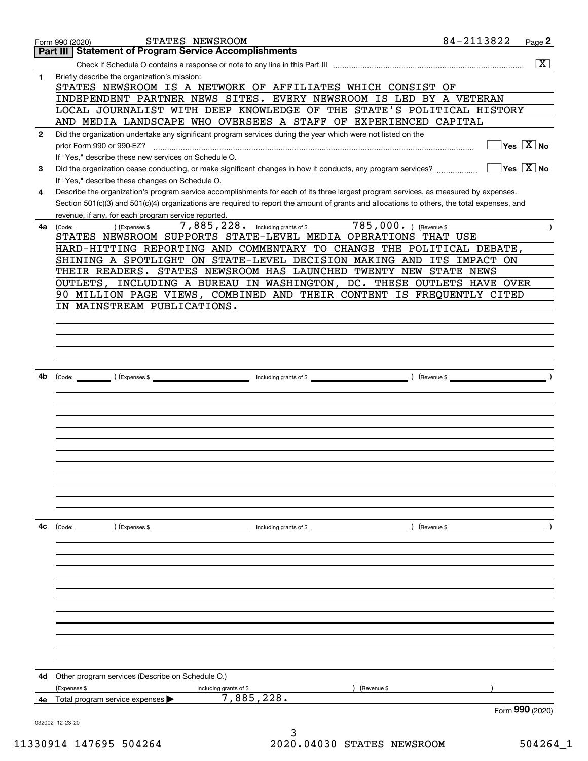Form 990 (2020) STATES NEWSROOM 84-2113822 Page 2

## Part III Statement of Program Service Accomplishments

Check if Schedule O contains a response or note to any line in this Part III [X]

**1** Briefly describe the organization's mission:

STATES NEWSROOM IS A NETWORK OF AFFILIATES WHICH CONSIST OF INDEPENDENT PARTNER NEWS SITES. EVERY NEWSROOM IS LED BY A VETERAN LOCAL JOURNALIST WITH DEEP KNOWLEDGE OF THE STATE'S POLITICAL HISTORY AND MEDIA LANDSCAPE WHO OVERSEES A STAFF OF EXPERIENCED CAPITAL

**2** Did the organization undertake any significant program services during the year which were not listed on the prior Form 990 or 990-EZ? [ ] Yes [X] No

If "Yes," describe these new services on Schedule O.

**3** Did the organization cease conducting, or make significant changes in how it conducts, any program services? [ ] Yes [X] No

If "Yes," describe these changes on Schedule O.

**4** Describe the organization's program service accomplishments for each of its three largest program services, as measured by expenses. Section 501(c)(3) and 501(c)(4) organizations are required to report the amount of grants and allocations to others, the total expenses, and revenue, if any, for each program service reported.

**4a** (Code: ) (Expenses $ 7,885,228. including grants of $ 785,000. ) (Revenue $ )

STATES NEWSROOM SUPPORTS STATE-LEVEL MEDIA OPERATIONS THAT USE HARD-HITTING REPORTING AND COMMENTARY TO CHANGE THE POLITICAL DEBATE, SHINING A SPOTLIGHT ON STATE-LEVEL DECISION MAKING AND ITS IMPACT ON THEIR READERS. STATES NEWSROOM HAS LAUNCHED TWENTY NEW STATE NEWS OUTLETS, INCLUDING A BUREAU IN WASHINGTON, DC. THESE OUTLETS HAVE OVER 90 MILLION PAGE VIEWS, COMBINED AND THEIR CONTENT IS FREQUENTLY CITED IN MAINSTREAM PUBLICATIONS.

**4b** (Code: ) (Expenses $ including grants of $ ) (Revenue $ )

**4c** (Code: ) (Expenses $ including grants of $ ) (Revenue $ )

**4d** Other program services (Describe on Schedule O.)

(Expenses $ including grants of $ ) (Revenue $ )

**4e** Total program service expenses ▶ 7,885,228.

Form 990 (2020)

032002 12-23-20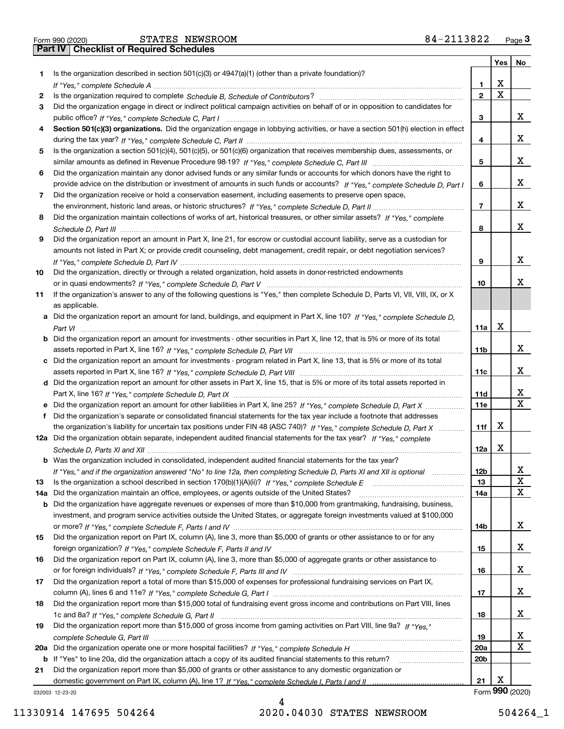Form 990 (2020) STATES NEWSROOM 84-2113822 Page **3**

## Part IV Checklist of Required Schedules

| | | | Yes | No |
|---|---|---|---|---|
| **1** | Is the organization described in section 501(c)(3) or 4947(a)(1) (other than a private foundation)? *If "Yes," complete Schedule A* | **1** | X | |
| **2** | Is the organization required to complete *Schedule B, Schedule of Contributors*? | **2** | X | |
| **3** | Did the organization engage in direct or indirect political campaign activities on behalf of or in opposition to candidates for public office? *If "Yes," complete Schedule C, Part I* | **3** | | X |
| **4** | **Section 501(c)(3) organizations.** Did the organization engage in lobbying activities, or have a section 501(h) election in effect during the tax year? *If "Yes," complete Schedule C, Part II* | **4** | | X |
| **5** | Is the organization a section 501(c)(4), 501(c)(5), or 501(c)(6) organization that receives membership dues, assessments, or similar amounts as defined in Revenue Procedure 98-19? *If "Yes," complete Schedule C, Part III* | **5** | | X |
| **6** | Did the organization maintain any donor advised funds or any similar funds or accounts for which donors have the right to provide advice on the distribution or investment of amounts in such funds or accounts? *If "Yes," complete Schedule D, Part I* | **6** | | X |
| **7** | Did the organization receive or hold a conservation easement, including easements to preserve open space, the environment, historic land areas, or historic structures? *If "Yes," complete Schedule D, Part II* | **7** | | X |
| **8** | Did the organization maintain collections of works of art, historical treasures, or other similar assets? *If "Yes," complete Schedule D, Part III* | **8** | | X |
| **9** | Did the organization report an amount in Part X, line 21, for escrow or custodial account liability, serve as a custodian for amounts not listed in Part X; or provide credit counseling, debt management, credit repair, or debt negotiation services? *If "Yes," complete Schedule D, Part IV* | **9** | | X |
| **10** | Did the organization, directly or through a related organization, hold assets in donor-restricted endowments or in quasi endowments? *If "Yes," complete Schedule D, Part V* | **10** | | X |
| **11** | If the organization's answer to any of the following questions is "Yes," then complete Schedule D, Parts VI, VII, VIII, IX, or X as applicable. | | | |
| **a** | Did the organization report an amount for land, buildings, and equipment in Part X, line 10? *If "Yes," complete Schedule D, Part VI* | **11a** | X | |
| **b** | Did the organization report an amount for investments - other securities in Part X, line 12, that is 5% or more of its total assets reported in Part X, line 16? *If "Yes," complete Schedule D, Part VII* | **11b** | | X |
| **c** | Did the organization report an amount for investments - program related in Part X, line 13, that is 5% or more of its total assets reported in Part X, line 16? *If "Yes," complete Schedule D, Part VIII* | **11c** | | X |
| **d** | Did the organization report an amount for other assets in Part X, line 15, that is 5% or more of its total assets reported in Part X, line 16? *If "Yes," complete Schedule D, Part IX* | **11d** | | X |
| **e** | Did the organization report an amount for other liabilities in Part X, line 25? *If "Yes," complete Schedule D, Part X* | **11e** | | X |
| **f** | Did the organization's separate or consolidated financial statements for the tax year include a footnote that addresses the organization's liability for uncertain tax positions under FIN 48 (ASC 740)? *If "Yes," complete Schedule D, Part X* | **11f** | X | |
| **12a** | Did the organization obtain separate, independent audited financial statements for the tax year? *If "Yes," complete Schedule D, Parts XI and XII* | **12a** | X | |
| **b** | Was the organization included in consolidated, independent audited financial statements for the tax year? *If "Yes," and if the organization answered "No" to line 12a, then completing Schedule D, Parts XI and XII is optional* | **12b** | | X |
| **13** | Is the organization a school described in section 170(b)(1)(A)(ii)? *If "Yes," complete Schedule E* | **13** | | X |
| **14a** | Did the organization maintain an office, employees, or agents outside of the United States? | **14a** | | X |
| **b** | Did the organization have aggregate revenues or expenses of more than $10,000 from grantmaking, fundraising, business, investment, and program service activities outside the United States, or aggregate foreign investments valued at $100,000 or more? *If "Yes," complete Schedule F, Parts I and IV* | **14b** | | X |
| **15** | Did the organization report on Part IX, column (A), line 3, more than $5,000 of grants or other assistance to or for any foreign organization? *If "Yes," complete Schedule F, Parts II and IV* | **15** | | X |
| **16** | Did the organization report on Part IX, column (A), line 3, more than $5,000 of aggregate grants or other assistance to or for foreign individuals? *If "Yes," complete Schedule F, Parts III and IV* | **16** | | X |
| **17** | Did the organization report a total of more than $15,000 of expenses for professional fundraising services on Part IX, column (A), lines 6 and 11e? *If "Yes," complete Schedule G, Part I* | **17** | | X |
| **18** | Did the organization report more than $15,000 total of fundraising event gross income and contributions on Part VIII, lines 1c and 8a? *If "Yes," complete Schedule G, Part II* | **18** | | X |
| **19** | Did the organization report more than $15,000 of gross income from gaming activities on Part VIII, line 9a? *If "Yes," complete Schedule G, Part III* | **19** | | X |
| **20a** | Did the organization operate one or more hospital facilities? *If "Yes," complete Schedule H* | **20a** | | X |
| **b** | If "Yes" to line 20a, did the organization attach a copy of its audited financial statements to this return? | **20b** | | |
| **21** | Did the organization report more than $5,000 of grants or other assistance to any domestic organization or domestic government on Part IX, column (A), line 1? *If "Yes," complete Schedule I, Parts I and II* | **21** | X | |

032003 12-23-20 Form **990** (2020)

11330914 147695 504264 2020.04030 STATES NEWSROOM 504264_1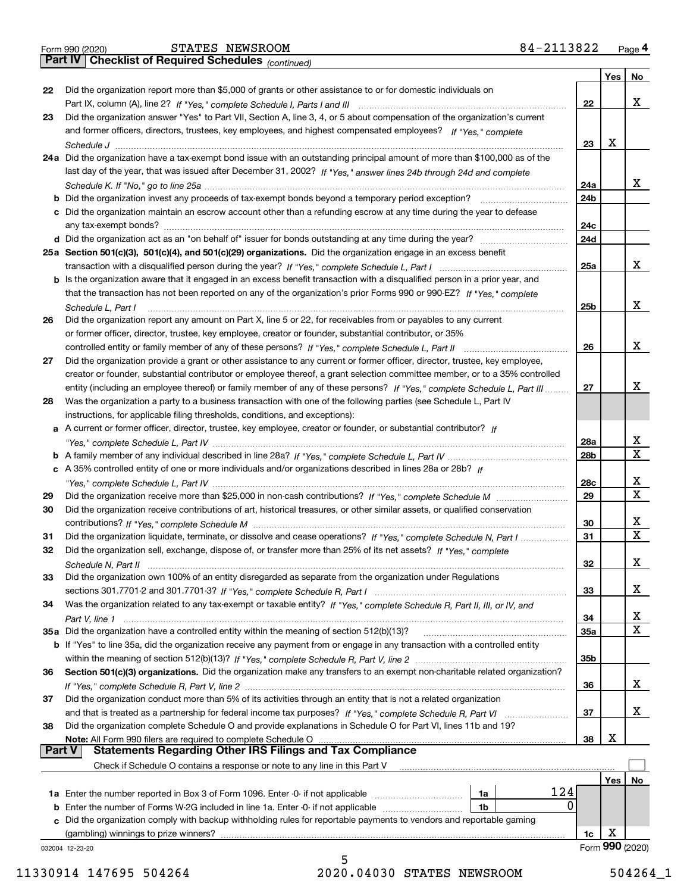Form 990 (2020) STATES NEWSROOM 84-2113822 Page 4

**Part IV Checklist of Required Schedules** *(continued)*

| | | | Yes | No |
|---|---|---|---|---|
| 22 | Did the organization report more than $5,000 of grants or other assistance to or for domestic individuals on Part IX, column (A), line 2? *If "Yes," complete Schedule I, Parts I and III* | 22 | | X |
| 23 | Did the organization answer "Yes" to Part VII, Section A, line 3, 4, or 5 about compensation of the organization's current and former officers, directors, trustees, key employees, and highest compensated employees? *If "Yes," complete Schedule J* | 23 | X | |
| 24a | Did the organization have a tax-exempt bond issue with an outstanding principal amount of more than $100,000 as of the last day of the year, that was issued after December 31, 2002? *If "Yes," answer lines 24b through 24d and complete Schedule K. If "No," go to line 25a* | 24a | | X |
| b | Did the organization invest any proceeds of tax-exempt bonds beyond a temporary period exception? | 24b | | |
| c | Did the organization maintain an escrow account other than a refunding escrow at any time during the year to defease any tax-exempt bonds? | 24c | | |
| d | Did the organization act as an "on behalf of" issuer for bonds outstanding at any time during the year? | 24d | | |
| 25a | **Section 501(c)(3), 501(c)(4), and 501(c)(29) organizations.** Did the organization engage in an excess benefit transaction with a disqualified person during the year? *If "Yes," complete Schedule L, Part I* | 25a | | X |
| b | Is the organization aware that it engaged in an excess benefit transaction with a disqualified person in a prior year, and that the transaction has not been reported on any of the organization's prior Forms 990 or 990-EZ? *If "Yes," complete Schedule L, Part I* | 25b | | X |
| 26 | Did the organization report any amount on Part X, line 5 or 22, for receivables from or payables to any current or former officer, director, trustee, key employee, creator or founder, substantial contributor, or 35% controlled entity or family member of any of these persons? *If "Yes," complete Schedule L, Part II* | 26 | | X |
| 27 | Did the organization provide a grant or other assistance to any current or former officer, director, trustee, key employee, creator or founder, substantial contributor or employee thereof, a grant selection committee member, or to a 35% controlled entity (including an employee thereof) or family member of any of these persons? *If "Yes," complete Schedule L, Part III* | 27 | | X |
| 28 | Was the organization a party to a business transaction with one of the following parties (see Schedule L, Part IV instructions, for applicable filing thresholds, conditions, and exceptions): | | | |
| a | A current or former officer, director, trustee, key employee, creator or founder, or substantial contributor? *If "Yes," complete Schedule L, Part IV* | 28a | | X |
| b | A family member of any individual described in line 28a? *If "Yes," complete Schedule L, Part IV* | 28b | | X |
| c | A 35% controlled entity of one or more individuals and/or organizations described in lines 28a or 28b? *If "Yes," complete Schedule L, Part IV* | 28c | | X |
| 29 | Did the organization receive more than $25,000 in non-cash contributions? *If "Yes," complete Schedule M* | 29 | | X |
| 30 | Did the organization receive contributions of art, historical treasures, or other similar assets, or qualified conservation contributions? *If "Yes," complete Schedule M* | 30 | | X |
| 31 | Did the organization liquidate, terminate, or dissolve and cease operations? *If "Yes," complete Schedule N, Part I* | 31 | | X |
| 32 | Did the organization sell, exchange, dispose of, or transfer more than 25% of its net assets? *If "Yes," complete Schedule N, Part II* | 32 | | X |
| 33 | Did the organization own 100% of an entity disregarded as separate from the organization under Regulations sections 301.7701-2 and 301.7701-3? *If "Yes," complete Schedule R, Part I* | 33 | | X |
| 34 | Was the organization related to any tax-exempt or taxable entity? *If "Yes," complete Schedule R, Part II, III, or IV, and Part V, line 1* | 34 | | X |
| 35a | Did the organization have a controlled entity within the meaning of section 512(b)(13)? | 35a | | X |
| b | If "Yes" to line 35a, did the organization receive any payment from or engage in any transaction with a controlled entity within the meaning of section 512(b)(13)? *If "Yes," complete Schedule R, Part V, line 2* | 35b | | |
| 36 | **Section 501(c)(3) organizations.** Did the organization make any transfers to an exempt non-charitable related organization? *If "Yes," complete Schedule R, Part V, line 2* | 36 | | X |
| 37 | Did the organization conduct more than 5% of its activities through an entity that is not a related organization and that is treated as a partnership for federal income tax purposes? *If "Yes," complete Schedule R, Part VI* | 37 | | X |
| 38 | Did the organization complete Schedule O and provide explanations in Schedule O for Part VI, lines 11b and 19? **Note:** All Form 990 filers are required to complete Schedule O | 38 | X | |

**Part V Statements Regarding Other IRS Filings and Tax Compliance**

Check if Schedule O contains a response or note to any line in this Part V ☐

| | | | | | Yes | No |
|---|---|---|---|---|---|---|
| 1a | Enter the number reported in Box 3 of Form 1096. Enter -0- if not applicable | 1a | 124 | | | |
| b | Enter the number of Forms W-2G included in line 1a. Enter -0- if not applicable | 1b | 0 | | | |
| c | Did the organization comply with backup withholding rules for reportable payments to vendors and reportable gaming (gambling) winnings to prize winners? | | | 1c | X | |

032004 12-23-20 Form **990** (2020)

11330914 147695 504264 2020.04030 STATES NEWSROOM 504264_1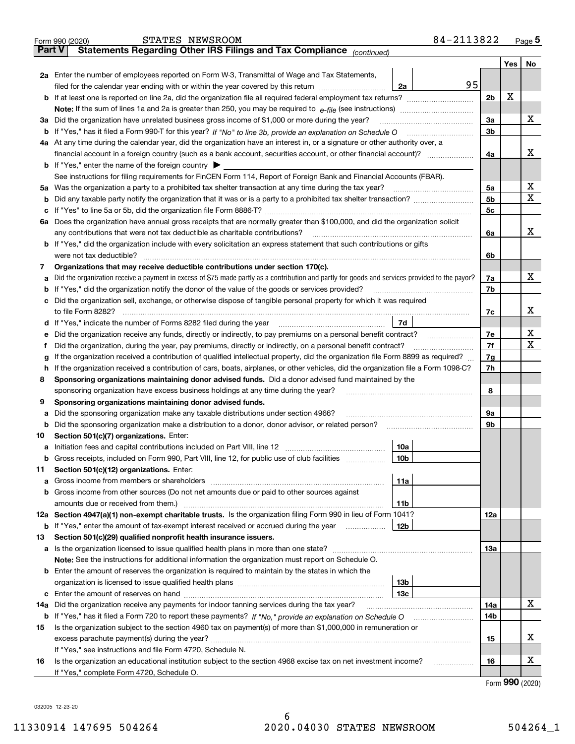Form 990 (2020) STATES NEWSROOM 84-2113822 Page 5

## Part V Statements Regarding Other IRS Filings and Tax Compliance *(continued)*

| | | | | | Yes | No |
|---|---|---|---|---|---|---|
| **2a** | Enter the number of employees reported on Form W-3, Transmittal of Wage and Tax Statements, filed for the calendar year ending with or within the year covered by this return | 2a | 95 | | | |
| **b** | If at least one is reported on line 2a, did the organization file all required federal employment tax returns? | | | 2b | X | |
| | **Note:** If the sum of lines 1a and 2a is greater than 250, you may be required to *e-file* (see instructions) | | | | | |
| **3a** | Did the organization have unrelated business gross income of $1,000 or more during the year? | | | 3a | | X |
| **b** | If "Yes," has it filed a Form 990-T for this year? *If "No" to line 3b, provide an explanation on Schedule O* | | | 3b | | |
| **4a** | At any time during the calendar year, did the organization have an interest in, or a signature or other authority over, a financial account in a foreign country (such as a bank account, securities account, or other financial account)? | | | 4a | | X |
| **b** | If "Yes," enter the name of the foreign country ▶ | | | | | |
| | See instructions for filing requirements for FinCEN Form 114, Report of Foreign Bank and Financial Accounts (FBAR). | | | | | |
| **5a** | Was the organization a party to a prohibited tax shelter transaction at any time during the tax year? | | | 5a | | X |
| **b** | Did any taxable party notify the organization that it was or is a party to a prohibited tax shelter transaction? | | | 5b | | X |
| **c** | If "Yes" to line 5a or 5b, did the organization file Form 8886-T? | | | 5c | | |
| **6a** | Does the organization have annual gross receipts that are normally greater than $100,000, and did the organization solicit any contributions that were not tax deductible as charitable contributions? | | | 6a | | X |
| **b** | If "Yes," did the organization include with every solicitation an express statement that such contributions or gifts were not tax deductible? | | | 6b | | |
| **7** | **Organizations that may receive deductible contributions under section 170(c).** | | | | | |
| **a** | Did the organization receive a payment in excess of $75 made partly as a contribution and partly for goods and services provided to the payor? | | | 7a | | X |
| **b** | If "Yes," did the organization notify the donor of the value of the goods or services provided? | | | 7b | | |
| **c** | Did the organization sell, exchange, or otherwise dispose of tangible personal property for which it was required to file Form 8282? | | | 7c | | X |
| **d** | If "Yes," indicate the number of Forms 8282 filed during the year | 7d | | | | |
| **e** | Did the organization receive any funds, directly or indirectly, to pay premiums on a personal benefit contract? | | | 7e | | X |
| **f** | Did the organization, during the year, pay premiums, directly or indirectly, on a personal benefit contract? | | | 7f | | X |
| **g** | If the organization received a contribution of qualified intellectual property, did the organization file Form 8899 as required? | | | 7g | | |
| **h** | If the organization received a contribution of cars, boats, airplanes, or other vehicles, did the organization file a Form 1098-C? | | | 7h | | |
| **8** | **Sponsoring organizations maintaining donor advised funds.** Did a donor advised fund maintained by the sponsoring organization have excess business holdings at any time during the year? | | | 8 | | |
| **9** | **Sponsoring organizations maintaining donor advised funds.** | | | | | |
| **a** | Did the sponsoring organization make any taxable distributions under section 4966? | | | 9a | | |
| **b** | Did the sponsoring organization make a distribution to a donor, donor advisor, or related person? | | | 9b | | |
| **10** | **Section 501(c)(7) organizations.** Enter: | | | | | |
| **a** | Initiation fees and capital contributions included on Part VIII, line 12 | 10a | | | | |
| **b** | Gross receipts, included on Form 990, Part VIII, line 12, for public use of club facilities | 10b | | | | |
| **11** | **Section 501(c)(12) organizations.** Enter: | | | | | |
| **a** | Gross income from members or shareholders | 11a | | | | |
| **b** | Gross income from other sources (Do not net amounts due or paid to other sources against amounts due or received from them.) | 11b | | | | |
| **12a** | **Section 4947(a)(1) non-exempt charitable trusts.** Is the organization filing Form 990 in lieu of Form 1041? | | | 12a | | |
| **b** | If "Yes," enter the amount of tax-exempt interest received or accrued during the year | 12b | | | | |
| **13** | **Section 501(c)(29) qualified nonprofit health insurance issuers.** | | | | | |
| **a** | Is the organization licensed to issue qualified health plans in more than one state? | | | 13a | | |
| | **Note:** See the instructions for additional information the organization must report on Schedule O. | | | | | |
| **b** | Enter the amount of reserves the organization is required to maintain by the states in which the organization is licensed to issue qualified health plans | 13b | | | | |
| **c** | Enter the amount of reserves on hand | 13c | | | | |
| **14a** | Did the organization receive any payments for indoor tanning services during the tax year? | | | 14a | | X |
| **b** | If "Yes," has it filed a Form 720 to report these payments? *If "No," provide an explanation on Schedule O* | | | 14b | | |
| **15** | Is the organization subject to the section 4960 tax on payment(s) of more than $1,000,000 in remuneration or excess parachute payment(s) during the year? | | | 15 | | X |
| | If "Yes," see instructions and file Form 4720, Schedule N. | | | | | |
| **16** | Is the organization an educational institution subject to the section 4968 excise tax on net investment income? | | | 16 | | X |
| | If "Yes," complete Form 4720, Schedule O. | | | | | |

Form **990** (2020)

032005 12-23-20

11330914 147695 504264 2020.04030 STATES NEWSROOM 504264_1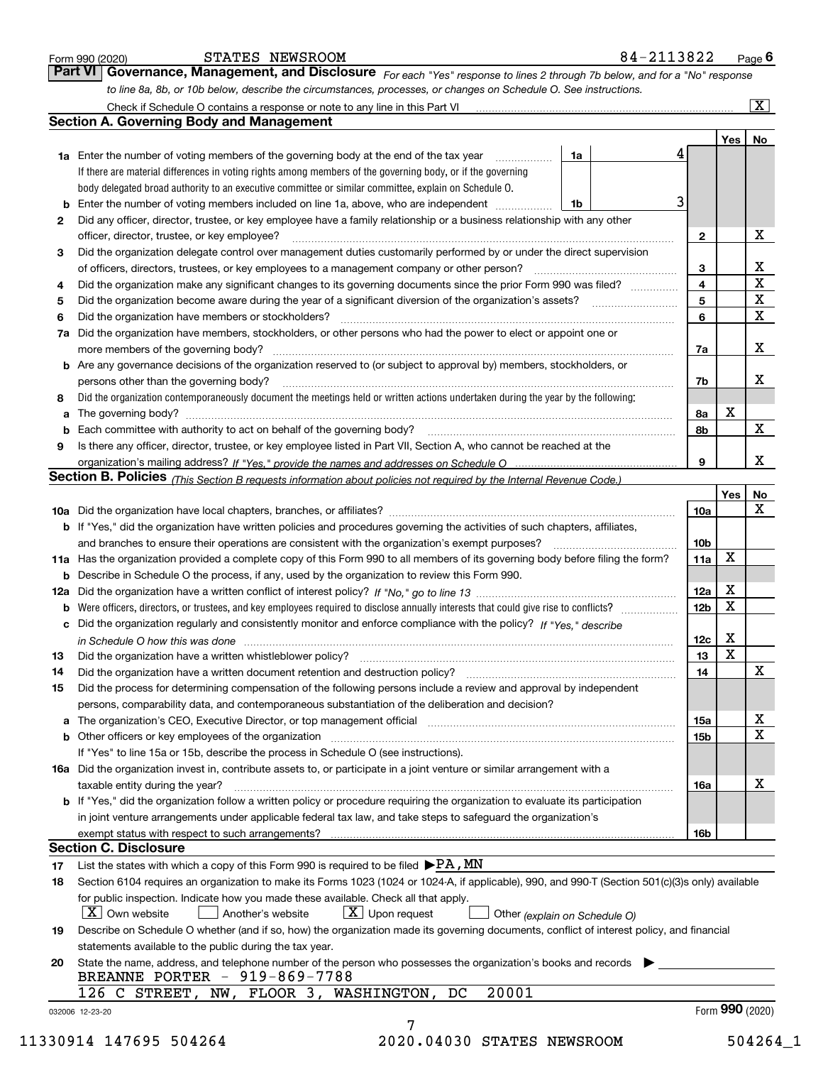Form 990 (2020) STATES NEWSROOM 84-2113822 Page **6**

## Part VI Governance, Management, and Disclosure

*For each "Yes" response to lines 2 through 7b below, and for a "No" response to line 8a, 8b, or 10b below, describe the circumstances, processes, or changes on Schedule O. See instructions.*

Check if Schedule O contains a response or note to any line in this Part VI [X]

### Section A. Governing Body and Management

| | | | Yes | No |
|---|---|---|---|---|
| **1a** | Enter the number of voting members of the governing body at the end of the tax year — **1a** 4. If there are material differences in voting rights among members of the governing body, or if the governing body delegated broad authority to an executive committee or similar committee, explain on Schedule O. | | | |
| **b** | Enter the number of voting members included on line 1a, above, who are independent — **1b** 3 | | | |
| **2** | Did any officer, director, trustee, or key employee have a family relationship or a business relationship with any other officer, director, trustee, or key employee? | 2 | | X |
| **3** | Did the organization delegate control over management duties customarily performed by or under the direct supervision of officers, directors, trustees, or key employees to a management company or other person? | 3 | | X |
| **4** | Did the organization make any significant changes to its governing documents since the prior Form 990 was filed? | 4 | | X |
| **5** | Did the organization become aware during the year of a significant diversion of the organization's assets? | 5 | | X |
| **6** | Did the organization have members or stockholders? | 6 | | X |
| **7a** | Did the organization have members, stockholders, or other persons who had the power to elect or appoint one or more members of the governing body? | 7a | | X |
| **b** | Are any governance decisions of the organization reserved to (or subject to approval by) members, stockholders, or persons other than the governing body? | 7b | | X |
| **8** | Did the organization contemporaneously document the meetings held or written actions undertaken during the year by the following: | | | |
| **a** | The governing body? | 8a | X | |
| **b** | Each committee with authority to act on behalf of the governing body? | 8b | | X |
| **9** | Is there any officer, director, trustee, or key employee listed in Part VII, Section A, who cannot be reached at the organization's mailing address? *If "Yes," provide the names and addresses on Schedule O* | 9 | | X |

### Section B. Policies *(This Section B requests information about policies not required by the Internal Revenue Code.)*

| | | | Yes | No |
|---|---|---|---|---|
| **10a** | Did the organization have local chapters, branches, or affiliates? | 10a | | X |
| **b** | If "Yes," did the organization have written policies and procedures governing the activities of such chapters, affiliates, and branches to ensure their operations are consistent with the organization's exempt purposes? | 10b | | |
| **11a** | Has the organization provided a complete copy of this Form 990 to all members of its governing body before filing the form? | 11a | X | |
| **b** | Describe in Schedule O the process, if any, used by the organization to review this Form 990. | | | |
| **12a** | Did the organization have a written conflict of interest policy? *If "No," go to line 13* | 12a | X | |
| **b** | Were officers, directors, or trustees, and key employees required to disclose annually interests that could give rise to conflicts? | 12b | X | |
| **c** | Did the organization regularly and consistently monitor and enforce compliance with the policy? *If "Yes," describe in Schedule O how this was done* | 12c | X | |
| **13** | Did the organization have a written whistleblower policy? | 13 | X | |
| **14** | Did the organization have a written document retention and destruction policy? | 14 | | X |
| **15** | Did the process for determining compensation of the following persons include a review and approval by independent persons, comparability data, and contemporaneous substantiation of the deliberation and decision? | | | |
| **a** | The organization's CEO, Executive Director, or top management official | 15a | | X |
| **b** | Other officers or key employees of the organization | 15b | | X |
| | If "Yes" to line 15a or 15b, describe the process in Schedule O (see instructions). | | | |
| **16a** | Did the organization invest in, contribute assets to, or participate in a joint venture or similar arrangement with a taxable entity during the year? | 16a | | X |
| **b** | If "Yes," did the organization follow a written policy or procedure requiring the organization to evaluate its participation in joint venture arrangements under applicable federal tax law, and take steps to safeguard the organization's exempt status with respect to such arrangements? | 16b | | |

### Section C. Disclosure

**17** List the states with which a copy of this Form 990 is required to be filed ▶ PA, MN

**18** Section 6104 requires an organization to make its Forms 1023 (1024 or 1024-A, if applicable), 990, and 990-T (Section 501(c)(3)s only) available for public inspection. Indicate how you made these available. Check all that apply.

[X] Own website [ ] Another's website [X] Upon request [ ] Other *(explain on Schedule O)*

**19** Describe on Schedule O whether (and if so, how) the organization made its governing documents, conflict of interest policy, and financial statements available to the public during the tax year.

**20** State the name, address, and telephone number of the person who possesses the organization's books and records ▶

BREANNE PORTER - 919-869-7788
126 C STREET, NW, FLOOR 3, WASHINGTON, DC 20001

032006 12-23-20 Form **990** (2020)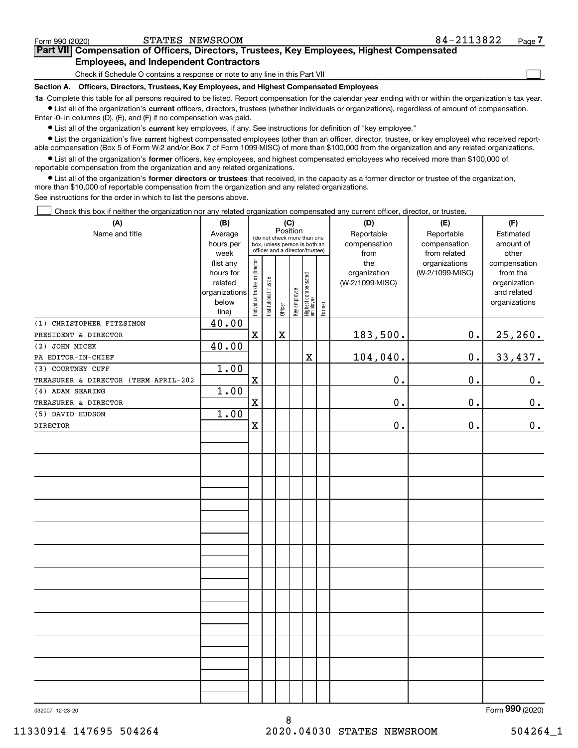Form 990 (2020) STATES NEWSROOM 84-2113822 Page 7

## Part VII Compensation of Officers, Directors, Trustees, Key Employees, Highest Compensated Employees, and Independent Contractors

Check if Schedule O contains a response or note to any line in this Part VII ☐

### Section A. Officers, Directors, Trustees, Key Employees, and Highest Compensated Employees

**1a** Complete this table for all persons required to be listed. Report compensation for the calendar year ending with or within the organization's tax year.

- List all of the organization's **current** officers, directors, trustees (whether individuals or organizations), regardless of amount of compensation. Enter -0- in columns (D), (E), and (F) if no compensation was paid.
- List all of the organization's **current** key employees, if any. See instructions for definition of "key employee."
- List the organization's five **current** highest compensated employees (other than an officer, director, trustee, or key employee) who received reportable compensation (Box 5 of Form W-2 and/or Box 7 of Form 1099-MISC) of more than $100,000 from the organization and any related organizations.
- List all of the organization's **former** officers, key employees, and highest compensated employees who received more than $100,000 of reportable compensation from the organization and any related organizations.
- List all of the organization's **former directors or trustees** that received, in the capacity as a former director or trustee of the organization, more than $10,000 of reportable compensation from the organization and any related organizations.

See instructions for the order in which to list the persons above.

☐ Check this box if neither the organization nor any related organization compensated any current officer, director, or trustee.

| (A) Name and title | (B) Average hours per week (list any hours for related organizations below line) | (C) Position (do not check more than one box, unless person is both an officer and a director/trustee) | | | | | | (D) Reportable compensation from the organization (W-2/1099-MISC) | (E) Reportable compensation from related organizations (W-2/1099-MISC) | (F) Estimated amount of other compensation from the organization and related organizations |
|---|---|---|---|---|---|---|---|---|---|---|
| | | Individual trustee or director | Institutional trustee | Officer | Key employee | Highest compensated employee | Former | | | |
| (1) CHRISTOPHER FITZSIMON<br>PRESIDENT & DIRECTOR | 40.00 | X | | X | | | | 183,500. | 0. | 25,260. |
| (2) JOHN MICEK<br>PA EDITOR-IN-CHIEF | 40.00 | | | | | X | | 104,040. | 0. | 33,437. |
| (3) COURTNEY CUFF<br>TREASURER & DIRECTOR (TERM APRIL-202 | 1.00 | X | | | | | | 0. | 0. | 0. |
| (4) ADAM SEARING<br>TREASURER & DIRECTOR | 1.00 | X | | | | | | 0. | 0. | 0. |
| (5) DAVID HUDSON<br>DIRECTOR | 1.00 | X | | | | | | 0. | 0. | 0. |

032007 12-23-20

Form **990** (2020)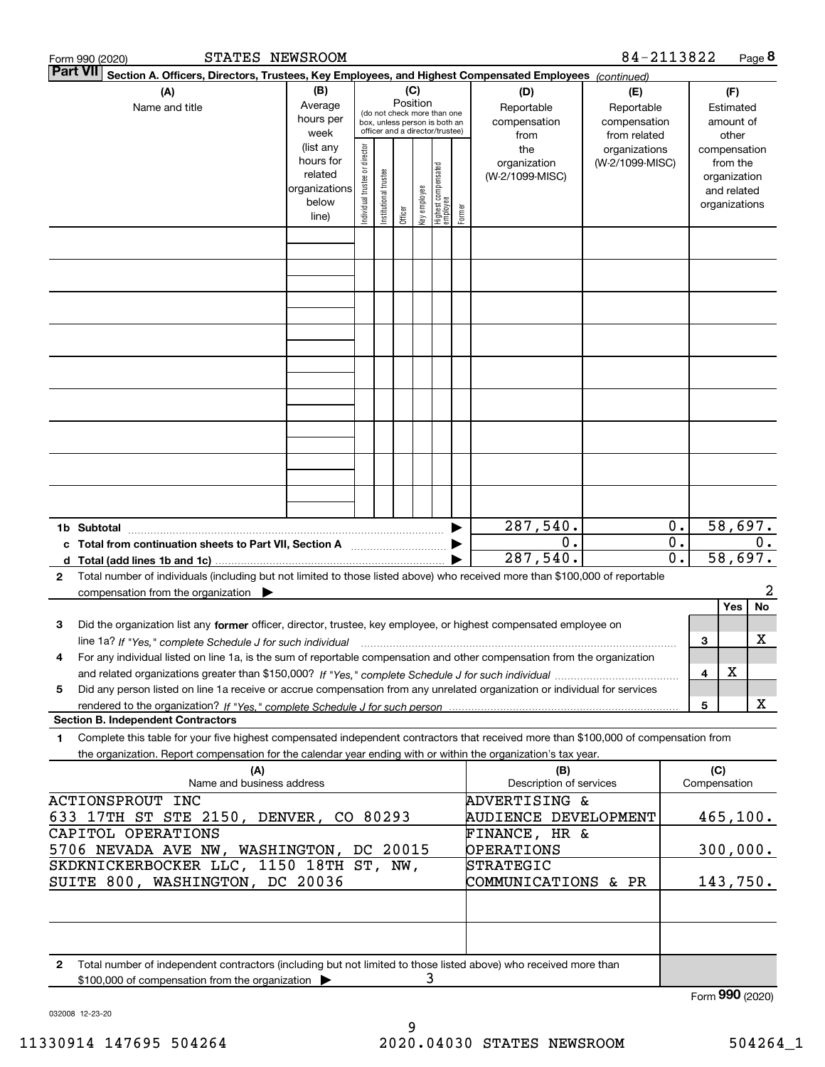Form 990 (2020) STATES NEWSROOM 84-2113822 Page **8**

**Part VII** Section A. Officers, Directors, Trustees, Key Employees, and Highest Compensated Employees *(continued)*

| (A) Name and title | (B) Average hours per week (list any hours for related organizations below line) | (C) Position: Individual trustee or director | Institutional trustee | Officer | Key employee | Highest compensated employee | Former | (D) Reportable compensation from the organization (W-2/1099-MISC) | (E) Reportable compensation from related organizations (W-2/1099-MISC) | (F) Estimated amount of other compensation from the organization and related organizations |
|---|---|---|---|---|---|---|---|---|---|---|
| | | | | | | | | | | |
| | | | | | | | | | | |
| | | | | | | | | | | |
| | | | | | | | | | | |
| | | | | | | | | | | |
| | | | | | | | | | | |
| | | | | | | | | | | |
| | | | | | | | | | | |
| | | | | | | | | | | |
| **1b Subtotal** | | | | | | | | 287,540. | 0. | 58,697. |
| **c Total from continuation sheets to Part VII, Section A** | | | | | | | | 0. | 0. | 0. |
| **d Total (add lines 1b and 1c)** | | | | | | | | 287,540. | 0. | 58,697. |

**2** Total number of individuals (including but not limited to those listed above) who received more than $100,000 of reportable compensation from the organization ▶ 2

| | | | Yes | No |
|---|---|---|---|---|
| **3** | Did the organization list any **former** officer, director, trustee, key employee, or highest compensated employee on line 1a? *If "Yes," complete Schedule J for such individual* | 3 | | X |
| **4** | For any individual listed on line 1a, is the sum of reportable compensation and other compensation from the organization and related organizations greater than $150,000? *If "Yes," complete Schedule J for such individual* | 4 | X | |
| **5** | Did any person listed on line 1a receive or accrue compensation from any unrelated organization or individual for services rendered to the organization? *If "Yes," complete Schedule J for such person* | 5 | | X |

**Section B. Independent Contractors**

**1** Complete this table for your five highest compensated independent contractors that received more than $100,000 of compensation from the organization. Report compensation for the calendar year ending with or within the organization's tax year.

| (A) Name and business address | (B) Description of services | (C) Compensation |
|---|---|---|
| ACTIONSPROUT INC 633 17TH ST STE 2150, DENVER, CO 80293 | ADVERTISING & AUDIENCE DEVELOPMENT | 465,100. |
| CAPITOL OPERATIONS 5706 NEVADA AVE NW, WASHINGTON, DC 20015 | FINANCE, HR & OPERATIONS | 300,000. |
| SKDKNICKERBOCKER LLC, 1150 18TH ST, NW, SUITE 800, WASHINGTON, DC 20036 | STRATEGIC COMMUNICATIONS & PR | 143,750. |
| | | |
| | | |

**2** Total number of independent contractors (including but not limited to those listed above) who received more than $100,000 of compensation from the organization ▶ 3

Form **990** (2020)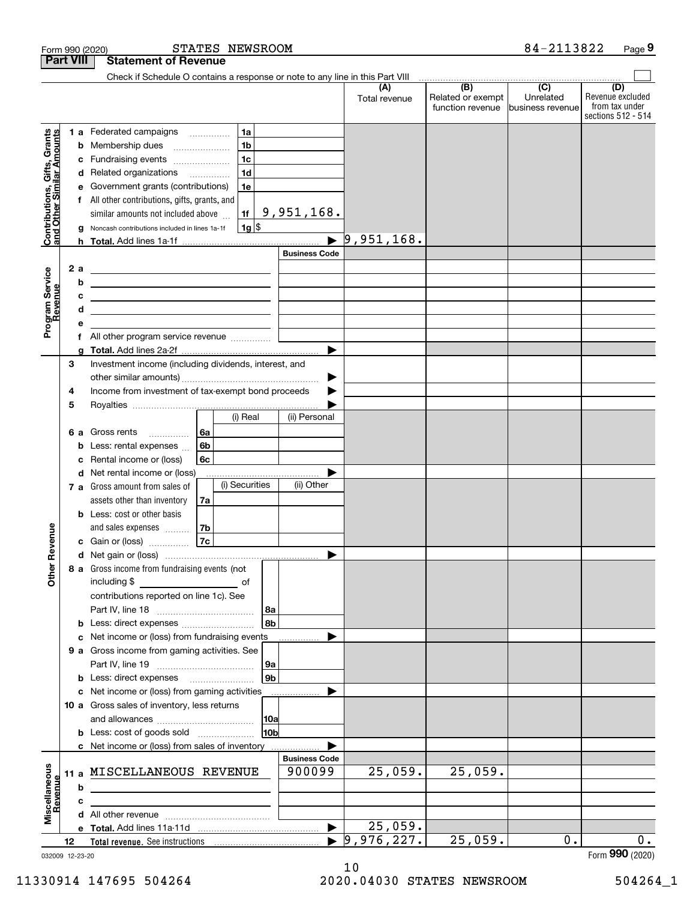Form 990 (2020) STATES NEWSROOM 84-2113822 Page 9

**Part VIII Statement of Revenue**

Check if Schedule O contains a response or note to any line in this Part VIII ☐

| | | | | (A) Total revenue | (B) Related or exempt function revenue | (C) Unrelated business revenue | (D) Revenue excluded from tax under sections 512 - 514 |
|---|---|---|---|---|---|---|---|
| **Contributions, Gifts, Grants and Other Similar Amounts** | 1 a Federated campaigns | 1a | | | | | |
| | b Membership dues | 1b | | | | | |
| | c Fundraising events | 1c | | | | | |
| | d Related organizations | 1d | | | | | |
| | e Government grants (contributions) | 1e | | | | | |
| | f All other contributions, gifts, grants, and similar amounts not included above | 1f | 9,951,168. | | | | |
| | g Noncash contributions included in lines 1a-1f | 1g | $ | | | | |
| | h **Total.** Add lines 1a-1f | | ▶ | 9,951,168. | | | |
| **Program Service Revenue** | | | Business Code | | | | |
| | 2 a | | | | | | |
| | b | | | | | | |
| | c | | | | | | |
| | d | | | | | | |
| | e | | | | | | |
| | f All other program service revenue | | | | | | |
| | g **Total.** Add lines 2a-2f | | ▶ | | | | |
| **Other Revenue** | 3 Investment income (including dividends, interest, and other similar amounts) | | ▶ | | | | |
| | 4 Income from investment of tax-exempt bond proceeds | | ▶ | | | | |
| | 5 Royalties | | ▶ | | | | |
| | | (i) Real | (ii) Personal | | | | |
| | 6 a Gross rents 6a | | | | | | |
| | b Less: rental expenses 6b | | | | | | |
| | c Rental income or (loss) 6c | | | | | | |
| | d Net rental income or (loss) | | ▶ | | | | |
| | | (i) Securities | (ii) Other | | | | |
| | 7 a Gross amount from sales of assets other than inventory 7a | | | | | | |
| | b Less: cost or other basis and sales expenses 7b | | | | | | |
| | c Gain or (loss) 7c | | | | | | |
| | d Net gain or (loss) | | ▶ | | | | |
| | 8 a Gross income from fundraising events (not including $ ______ of contributions reported on line 1c). See Part IV, line 18 | 8a | | | | | |
| | b Less: direct expenses | 8b | | | | | |
| | c Net income or (loss) from fundraising events | | ▶ | | | | |
| | 9 a Gross income from gaming activities. See Part IV, line 19 | 9a | | | | | |
| | b Less: direct expenses | 9b | | | | | |
| | c Net income or (loss) from gaming activities | | ▶ | | | | |
| | 10 a Gross sales of inventory, less returns and allowances | 10a | | | | | |
| | b Less: cost of goods sold | 10b | | | | | |
| | c Net income or (loss) from sales of inventory | | ▶ | | | | |
| **Miscellaneous Revenue** | | | Business Code | | | | |
| | 11 a MISCELLANEOUS REVENUE | | 900099 | 25,059. | 25,059. | | |
| | b | | | | | | |
| | c | | | | | | |
| | d All other revenue | | | | | | |
| | e **Total.** Add lines 11a-11d | | ▶ | 25,059. | | | |
| | 12 **Total revenue.** See instructions | | ▶ | 9,976,227. | 25,059. | 0. | 0. |

032009 12-23-20 Form **990** (2020)

11330914 147695 504264 2020.04030 STATES NEWSROOM 504264_1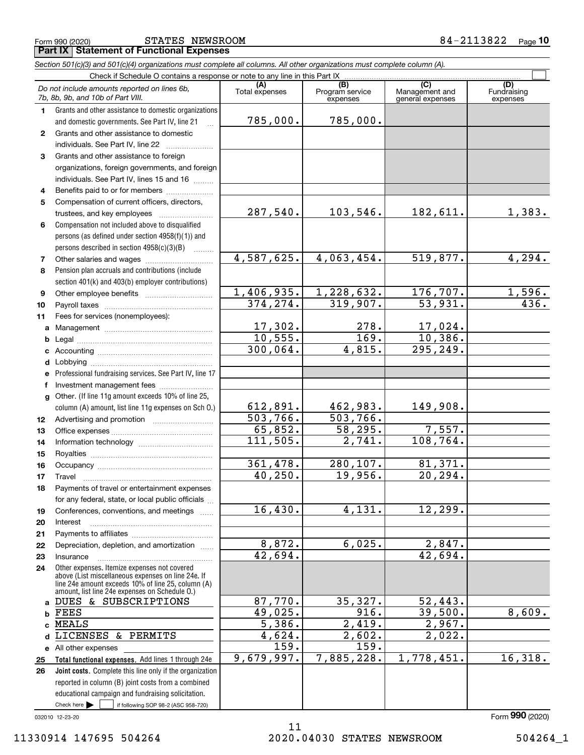Form 990 (2020) STATES NEWSROOM 84-2113822 Page **10**

## Part IX Statement of Functional Expenses

*Section 501(c)(3) and 501(c)(4) organizations must complete all columns. All other organizations must complete column (A).*

Check if Schedule O contains a response or note to any line in this Part IX

| *Do not include amounts reported on lines 6b, 7b, 8b, 9b, and 10b of Part VIII.* | (A) Total expenses | (B) Program service expenses | (C) Management and general expenses | (D) Fundraising expenses |
|---|---|---|---|---|
| **1** Grants and other assistance to domestic organizations and domestic governments. See Part IV, line 21 | 785,000. | 785,000. | | |
| **2** Grants and other assistance to domestic individuals. See Part IV, line 22 | | | | |
| **3** Grants and other assistance to foreign organizations, foreign governments, and foreign individuals. See Part IV, lines 15 and 16 | | | | |
| **4** Benefits paid to or for members | | | | |
| **5** Compensation of current officers, directors, trustees, and key employees | 287,540. | 103,546. | 182,611. | 1,383. |
| **6** Compensation not included above to disqualified persons (as defined under section 4958(f)(1)) and persons described in section 4958(c)(3)(B) | | | | |
| **7** Other salaries and wages | 4,587,625. | 4,063,454. | 519,877. | 4,294. |
| **8** Pension plan accruals and contributions (include section 401(k) and 403(b) employer contributions) | | | | |
| **9** Other employee benefits | 1,406,935. | 1,228,632. | 176,707. | 1,596. |
| **10** Payroll taxes | 374,274. | 319,907. | 53,931. | 436. |
| **11** Fees for services (nonemployees): | | | | |
| **a** Management | 17,302. | 278. | 17,024. | |
| **b** Legal | 10,555. | 169. | 10,386. | |
| **c** Accounting | 300,064. | 4,815. | 295,249. | |
| **d** Lobbying | | | | |
| **e** Professional fundraising services. See Part IV, line 17 | | | | |
| **f** Investment management fees | | | | |
| **g** Other. (If line 11g amount exceeds 10% of line 25, column (A) amount, list line 11g expenses on Sch O.) | 612,891. | 462,983. | 149,908. | |
| **12** Advertising and promotion | 503,766. | 503,766. | | |
| **13** Office expenses | 65,852. | 58,295. | 7,557. | |
| **14** Information technology | 111,505. | 2,741. | 108,764. | |
| **15** Royalties | | | | |
| **16** Occupancy | 361,478. | 280,107. | 81,371. | |
| **17** Travel | 40,250. | 19,956. | 20,294. | |
| **18** Payments of travel or entertainment expenses for any federal, state, or local public officials | | | | |
| **19** Conferences, conventions, and meetings | 16,430. | 4,131. | 12,299. | |
| **20** Interest | | | | |
| **21** Payments to affiliates | | | | |
| **22** Depreciation, depletion, and amortization | 8,872. | 6,025. | 2,847. | |
| **23** Insurance | 42,694. | | 42,694. | |
| **24** Other expenses. Itemize expenses not covered above (List miscellaneous expenses on line 24e. If line 24e amount exceeds 10% of line 25, column (A) amount, list line 24e expenses on Schedule O.) | | | | |
| **a** DUES & SUBSCRIPTIONS | 87,770. | 35,327. | 52,443. | |
| **b** FEES | 49,025. | 916. | 39,500. | 8,609. |
| **c** MEALS | 5,386. | 2,419. | 2,967. | |
| **d** LICENSES & PERMITS | 4,624. | 2,602. | 2,022. | |
| **e** All other expenses | 159. | 159. | | |
| **25** **Total functional expenses.** Add lines 1 through 24e | 9,679,997. | 7,885,228. | 1,778,451. | 16,318. |
| **26** **Joint costs.** Complete this line only if the organization reported in column (B) joint costs from a combined educational campaign and fundraising solicitation. Check here ☐ if following SOP 98-2 (ASC 958-720) | | | | |

032010 12-23-20 Form **990** (2020)

11330914 147695 504264 2020.04030 STATES NEWSROOM 504264_1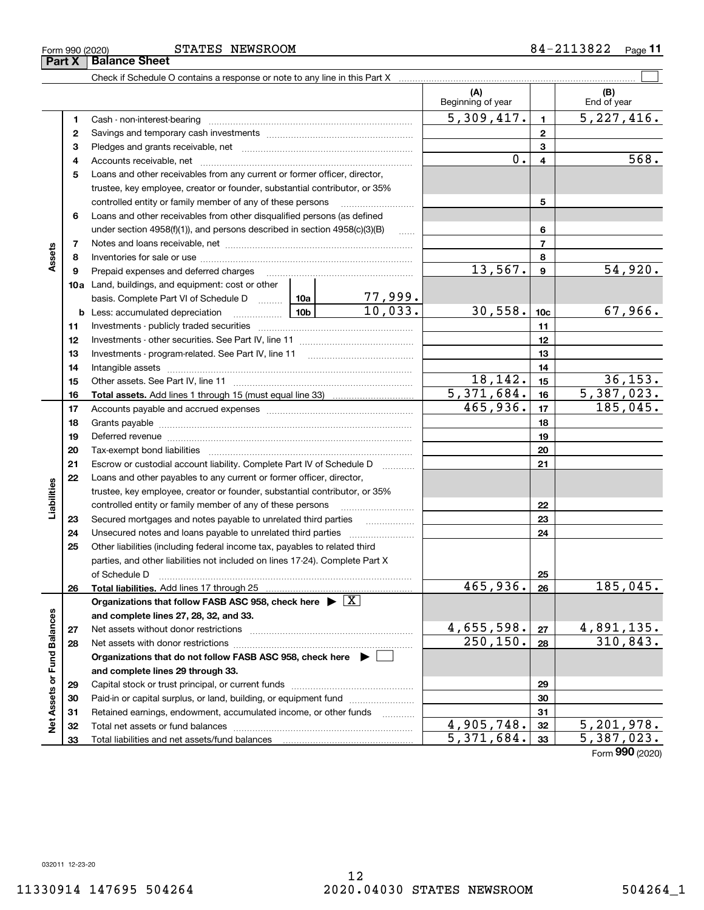Form 990 (2020) STATES NEWSROOM 84-2113822

## Part X Balance Sheet

Check if Schedule O contains a response or note to any line in this Part X ☐

| | | | | (A) Beginning of year | | (B) End of year |
|---|---|---|---|---|---|---|
| **Assets** | 1 | Cash - non-interest-bearing | | 5,309,417. | 1 | 5,227,416. |
| | 2 | Savings and temporary cash investments | | | 2 | |
| | 3 | Pledges and grants receivable, net | | | 3 | |
| | 4 | Accounts receivable, net | | 0. | 4 | 568. |
| | 5 | Loans and other receivables from any current or former officer, director, trustee, key employee, creator or founder, substantial contributor, or 35% controlled entity or family member of any of these persons | | | 5 | |
| | 6 | Loans and other receivables from other disqualified persons (as defined under section 4958(f)(1)), and persons described in section 4958(c)(3)(B) | | | 6 | |
| | 7 | Notes and loans receivable, net | | | 7 | |
| | 8 | Inventories for sale or use | | | 8 | |
| | 9 | Prepaid expenses and deferred charges | | 13,567. | 9 | 54,920. |
| | 10a | Land, buildings, and equipment: cost or other basis. Complete Part VI of Schedule D | 10a 77,999. | | | |
| | b | Less: accumulated depreciation | 10b 10,033. | 30,558. | 10c | 67,966. |
| | 11 | Investments - publicly traded securities | | | 11 | |
| | 12 | Investments - other securities. See Part IV, line 11 | | | 12 | |
| | 13 | Investments - program-related. See Part IV, line 11 | | | 13 | |
| | 14 | Intangible assets | | | 14 | |
| | 15 | Other assets. See Part IV, line 11 | | 18,142. | 15 | 36,153. |
| | 16 | **Total assets.** Add lines 1 through 15 (must equal line 33) | | 5,371,684. | 16 | 5,387,023. |
| **Liabilities** | 17 | Accounts payable and accrued expenses | | 465,936. | 17 | 185,045. |
| | 18 | Grants payable | | | 18 | |
| | 19 | Deferred revenue | | | 19 | |
| | 20 | Tax-exempt bond liabilities | | | 20 | |
| | 21 | Escrow or custodial account liability. Complete Part IV of Schedule D | | | 21 | |
| | 22 | Loans and other payables to any current or former officer, director, trustee, key employee, creator or founder, substantial contributor, or 35% controlled entity or family member of any of these persons | | | 22 | |
| | 23 | Secured mortgages and notes payable to unrelated third parties | | | 23 | |
| | 24 | Unsecured notes and loans payable to unrelated third parties | | | 24 | |
| | 25 | Other liabilities (including federal income tax, payables to related third parties, and other liabilities not included on lines 17-24). Complete Part X of Schedule D | | | 25 | |
| | 26 | **Total liabilities.** Add lines 17 through 25 | | 465,936. | 26 | 185,045. |
| **Net Assets or Fund Balances** | | **Organizations that follow FASB ASC 958, check here ▶ ☒ and complete lines 27, 28, 32, and 33.** | | | | |
| | 27 | Net assets without donor restrictions | | 4,655,598. | 27 | 4,891,135. |
| | 28 | Net assets with donor restrictions | | 250,150. | 28 | 310,843. |
| | | **Organizations that do not follow FASB ASC 958, check here ▶ ☐ and complete lines 29 through 33.** | | | | |
| | 29 | Capital stock or trust principal, or current funds | | | 29 | |
| | 30 | Paid-in or capital surplus, or land, building, or equipment fund | | | 30 | |
| | 31 | Retained earnings, endowment, accumulated income, or other funds | | | 31 | |
| | 32 | Total net assets or fund balances | | 4,905,748. | 32 | 5,201,978. |
| | 33 | Total liabilities and net assets/fund balances | | 5,371,684. | 33 | 5,387,023. |

Form **990** (2020)

032011 12-23-20

11330914 147695 504264 2020.04030 STATES NEWSROOM 504264_1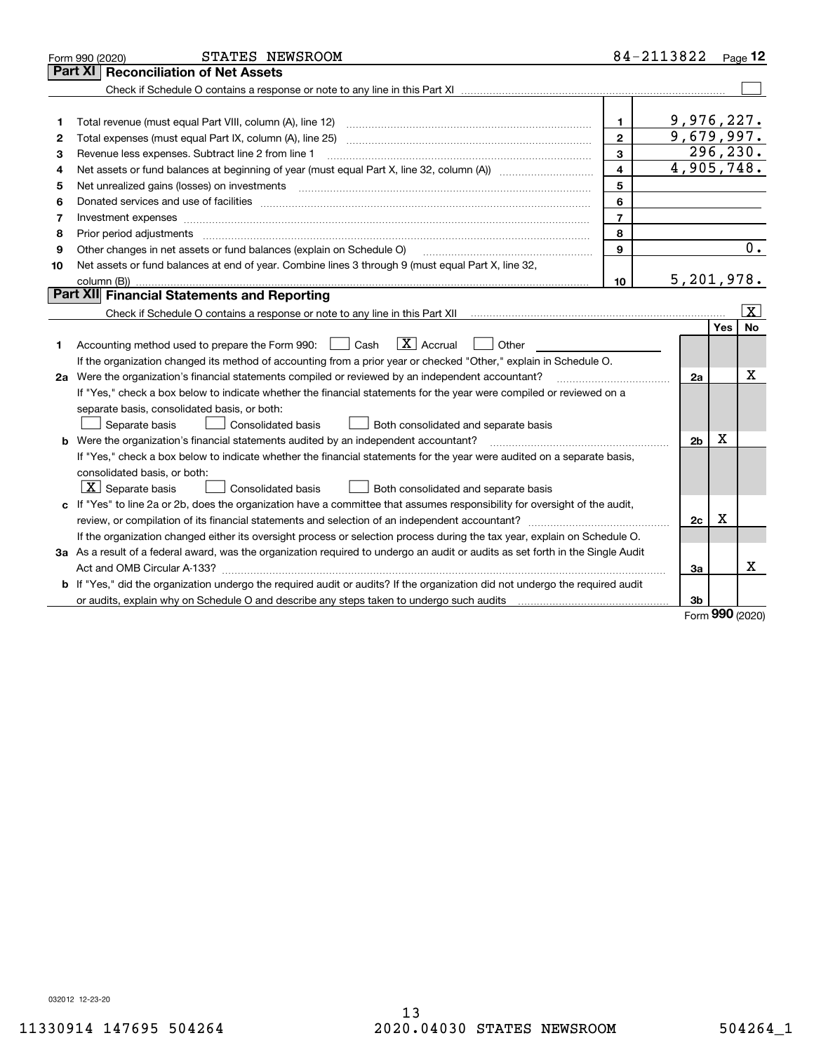Form 990 (2020) STATES NEWSROOM 84-2113822 Page 12

## Part XI Reconciliation of Net Assets

Check if Schedule O contains a response or note to any line in this Part XI ☐

| | | | |
|---|---|---|---|
| 1 | Total revenue (must equal Part VIII, column (A), line 12) | 1 | 9,976,227. |
| 2 | Total expenses (must equal Part IX, column (A), line 25) | 2 | 9,679,997. |
| 3 | Revenue less expenses. Subtract line 2 from line 1 | 3 | 296,230. |
| 4 | Net assets or fund balances at beginning of year (must equal Part X, line 32, column (A)) | 4 | 4,905,748. |
| 5 | Net unrealized gains (losses) on investments | 5 | |
| 6 | Donated services and use of facilities | 6 | |
| 7 | Investment expenses | 7 | |
| 8 | Prior period adjustments | 8 | |
| 9 | Other changes in net assets or fund balances (explain on Schedule O) | 9 | 0. |
| 10 | Net assets or fund balances at end of year. Combine lines 3 through 9 (must equal Part X, line 32, column (B)) | 10 | 5,201,978. |

## Part XII Financial Statements and Reporting

Check if Schedule O contains a response or note to any line in this Part XII ☒

| | | | Yes | No |
|---|---|---|---|---|
| 1 | Accounting method used to prepare the Form 990: ☐ Cash ☒ Accrual ☐ Other<br>If the organization changed its method of accounting from a prior year or checked "Other," explain in Schedule O. | | | |
| 2a | Were the organization's financial statements compiled or reviewed by an independent accountant?<br>If "Yes," check a box below to indicate whether the financial statements for the year were compiled or reviewed on a separate basis, consolidated basis, or both:<br>☐ Separate basis ☐ Consolidated basis ☐ Both consolidated and separate basis | 2a | | X |
| b | Were the organization's financial statements audited by an independent accountant?<br>If "Yes," check a box below to indicate whether the financial statements for the year were audited on a separate basis, consolidated basis, or both:<br>☒ Separate basis ☐ Consolidated basis ☐ Both consolidated and separate basis | 2b | X | |
| c | If "Yes" to line 2a or 2b, does the organization have a committee that assumes responsibility for oversight of the audit, review, or compilation of its financial statements and selection of an independent accountant?<br>If the organization changed either its oversight process or selection process during the tax year, explain on Schedule O. | 2c | X | |
| 3a | As a result of a federal award, was the organization required to undergo an audit or audits as set forth in the Single Audit Act and OMB Circular A-133? | 3a | | X |
| b | If "Yes," did the organization undergo the required audit or audits? If the organization did not undergo the required audit or audits, explain why on Schedule O and describe any steps taken to undergo such audits | 3b | | |

Form **990** (2020)

032012 12-23-20

11330914 147695 504264 2020.04030 STATES NEWSROOM 504264_1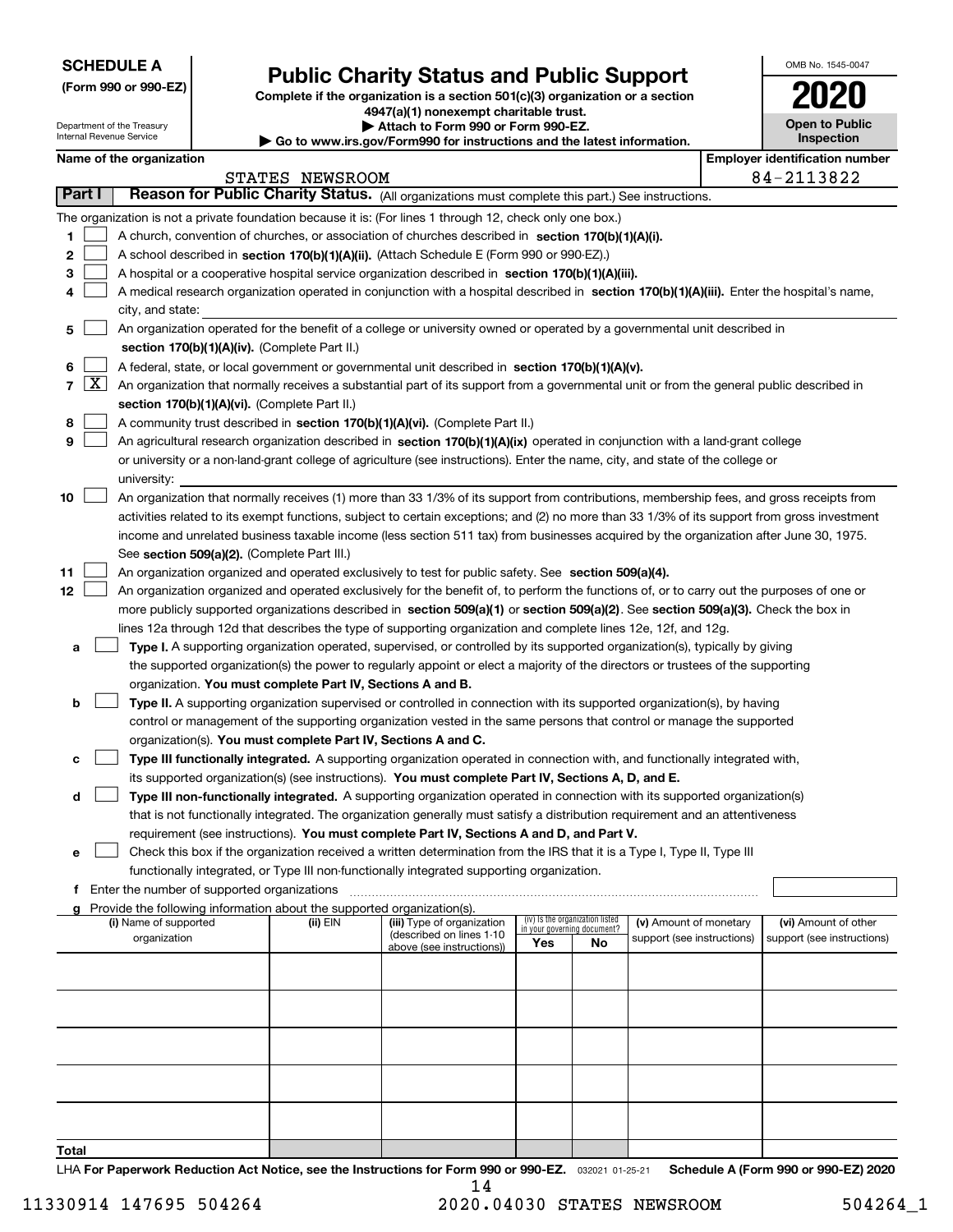**SCHEDULE A**
**(Form 990 or 990-EZ)**

Department of the Treasury
Internal Revenue Service

# Public Charity Status and Public Support

**Complete if the organization is a section 501(c)(3) organization or a section 4947(a)(1) nonexempt charitable trust.**
**▶ Attach to Form 990 or Form 990-EZ.**
**▶ Go to www.irs.gov/Form990 for instructions and the latest information.**

OMB No. 1545-0047

**2020**

**Open to Public Inspection**

**Name of the organization**
STATES NEWSROOM

**Employer identification number**
84-2113822

**Part I** **Reason for Public Charity Status.** (All organizations must complete this part.) See instructions.

The organization is not a private foundation because it is: (For lines 1 through 12, check only one box.)

1 [ ] A church, convention of churches, or association of churches described in **section 170(b)(1)(A)(i).**

2 [ ] A school described in **section 170(b)(1)(A)(ii).** (Attach Schedule E (Form 990 or 990-EZ).)

3 [ ] A hospital or a cooperative hospital service organization described in **section 170(b)(1)(A)(iii).**

4 [ ] A medical research organization operated in conjunction with a hospital described in **section 170(b)(1)(A)(iii).** Enter the hospital's name, city, and state:

5 [ ] An organization operated for the benefit of a college or university owned or operated by a governmental unit described in **section 170(b)(1)(A)(iv).** (Complete Part II.)

6 [ ] A federal, state, or local government or governmental unit described in **section 170(b)(1)(A)(v).**

7 [X] An organization that normally receives a substantial part of its support from a governmental unit or from the general public described in **section 170(b)(1)(A)(vi).** (Complete Part II.)

8 [ ] A community trust described in **section 170(b)(1)(A)(vi).** (Complete Part II.)

9 [ ] An agricultural research organization described in **section 170(b)(1)(A)(ix)** operated in conjunction with a land-grant college or university or a non-land-grant college of agriculture (see instructions). Enter the name, city, and state of the college or university:

10 [ ] An organization that normally receives (1) more than 33 1/3% of its support from contributions, membership fees, and gross receipts from activities related to its exempt functions, subject to certain exceptions; and (2) no more than 33 1/3% of its support from gross investment income and unrelated business taxable income (less section 511 tax) from businesses acquired by the organization after June 30, 1975. See **section 509(a)(2).** (Complete Part III.)

11 [ ] An organization organized and operated exclusively to test for public safety. See **section 509(a)(4).**

12 [ ] An organization organized and operated exclusively for the benefit of, to perform the functions of, or to carry out the purposes of one or more publicly supported organizations described in **section 509(a)(1)** or **section 509(a)(2)**. See **section 509(a)(3).** Check the box in lines 12a through 12d that describes the type of supporting organization and complete lines 12e, 12f, and 12g.

a [ ] **Type I.** A supporting organization operated, supervised, or controlled by its supported organization(s), typically by giving the supported organization(s) the power to regularly appoint or elect a majority of the directors or trustees of the supporting organization. **You must complete Part IV, Sections A and B.**

b [ ] **Type II.** A supporting organization supervised or controlled in connection with its supported organization(s), by having control or management of the supporting organization vested in the same persons that control or manage the supported organization(s). **You must complete Part IV, Sections A and C.**

c [ ] **Type III functionally integrated.** A supporting organization operated in connection with, and functionally integrated with, its supported organization(s) (see instructions). **You must complete Part IV, Sections A, D, and E.**

d [ ] **Type III non-functionally integrated.** A supporting organization operated in connection with its supported organization(s) that is not functionally integrated. The organization generally must satisfy a distribution requirement and an attentiveness requirement (see instructions). **You must complete Part IV, Sections A and D, and Part V.**

e [ ] Check this box if the organization received a written determination from the IRS that it is a Type I, Type II, Type III functionally integrated, or Type III non-functionally integrated supporting organization.

f Enter the number of supported organizations

g Provide the following information about the supported organization(s).

| (i) Name of supported organization | (ii) EIN | (iii) Type of organization (described on lines 1-10 above (see instructions)) | (iv) Is the organization listed in your governing document? | | (v) Amount of monetary support (see instructions) | (vi) Amount of other support (see instructions) |
|---|---|---|---|---|---|---|
| | | | Yes | No | | |
| | | | | | | |
| | | | | | | |
| | | | | | | |
| | | | | | | |
| | | | | | | |
| **Total** | | | | | | |

LHA **For Paperwork Reduction Act Notice, see the Instructions for Form 990 or 990-EZ.** 032021 01-25-21 **Schedule A (Form 990 or 990-EZ) 2020**

11330914 147695 504264 2020.04030 STATES NEWSROOM 504264_1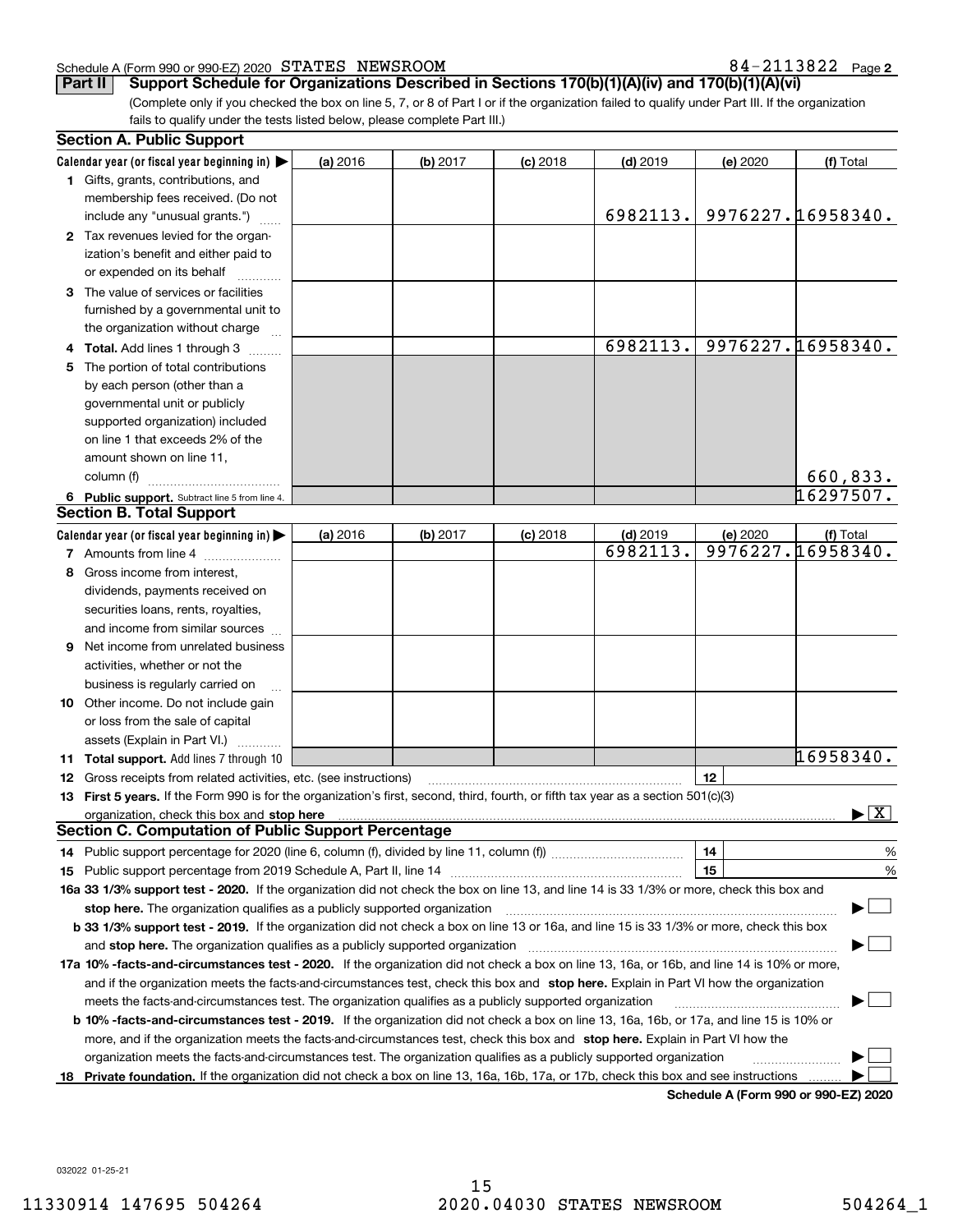Schedule A (Form 990 or 990-EZ) 2020 STATES NEWSROOM 84-2113822 Page 2

**Part II** **Support Schedule for Organizations Described in Sections 170(b)(1)(A)(iv) and 170(b)(1)(A)(vi)**

(Complete only if you checked the box on line 5, 7, or 8 of Part I or if the organization failed to qualify under Part III. If the organization fails to qualify under the tests listed below, please complete Part III.)

### Section A. Public Support

| Calendar year (or fiscal year beginning in) ▶ | (a) 2016 | (b) 2017 | (c) 2018 | (d) 2019 | (e) 2020 | (f) Total |
|---|---|---|---|---|---|---|
| **1** Gifts, grants, contributions, and membership fees received. (Do not include any "unusual grants.") | | | | 6982113. | 9976227. | 16958340. |
| **2** Tax revenues levied for the organization's benefit and either paid to or expended on its behalf | | | | | | |
| **3** The value of services or facilities furnished by a governmental unit to the organization without charge | | | | | | |
| **4 Total.** Add lines 1 through 3 | | | | 6982113. | 9976227. | 16958340. |
| **5** The portion of total contributions by each person (other than a governmental unit or publicly supported organization) included on line 1 that exceeds 2% of the amount shown on line 11, column (f) | | | | | | 660,833. |
| **6 Public support.** Subtract line 5 from line 4. | | | | | | 16297507. |

### Section B. Total Support

| Calendar year (or fiscal year beginning in) ▶ | (a) 2016 | (b) 2017 | (c) 2018 | (d) 2019 | (e) 2020 | (f) Total |
|---|---|---|---|---|---|---|
| **7** Amounts from line 4 | | | | 6982113. | 9976227. | 16958340. |
| **8** Gross income from interest, dividends, payments received on securities loans, rents, royalties, and income from similar sources | | | | | | |
| **9** Net income from unrelated business activities, whether or not the business is regularly carried on | | | | | | |
| **10** Other income. Do not include gain or loss from the sale of capital assets (Explain in Part VI.) | | | | | | |
| **11 Total support.** Add lines 7 through 10 | | | | | | 16958340. |

**12** Gross receipts from related activities, etc. (see instructions) | **12** |

**13 First 5 years.** If the Form 990 is for the organization's first, second, third, fourth, or fifth tax year as a section 501(c)(3) organization, check this box and **stop here** ▶ [X]

### Section C. Computation of Public Support Percentage

**14** Public support percentage for 2020 (line 6, column (f), divided by line 11, column (f)) | **14** | %

**15** Public support percentage from 2019 Schedule A, Part II, line 14 | **15** | %

**16a 33 1/3% support test - 2020.** If the organization did not check the box on line 13, and line 14 is 33 1/3% or more, check this box and **stop here.** The organization qualifies as a publicly supported organization ▶ [ ]

**b 33 1/3% support test - 2019.** If the organization did not check a box on line 13 or 16a, and line 15 is 33 1/3% or more, check this box and **stop here.** The organization qualifies as a publicly supported organization ▶ [ ]

**17a 10% -facts-and-circumstances test - 2020.** If the organization did not check a box on line 13, 16a, or 16b, and line 14 is 10% or more, and if the organization meets the facts-and-circumstances test, check this box and **stop here.** Explain in Part VI how the organization meets the facts-and-circumstances test. The organization qualifies as a publicly supported organization ▶ [ ]

**b 10% -facts-and-circumstances test - 2019.** If the organization did not check a box on line 13, 16a, 16b, or 17a, and line 15 is 10% or more, and if the organization meets the facts-and-circumstances test, check this box and **stop here.** Explain in Part VI how the organization meets the facts-and-circumstances test. The organization qualifies as a publicly supported organization ▶ [ ]

**18 Private foundation.** If the organization did not check a box on line 13, 16a, 16b, 17a, or 17b, check this box and see instructions ▶ [ ]

**Schedule A (Form 990 or 990-EZ) 2020**

032022 01-25-21

11330914 147695 504264 2020.04030 STATES NEWSROOM 504264_1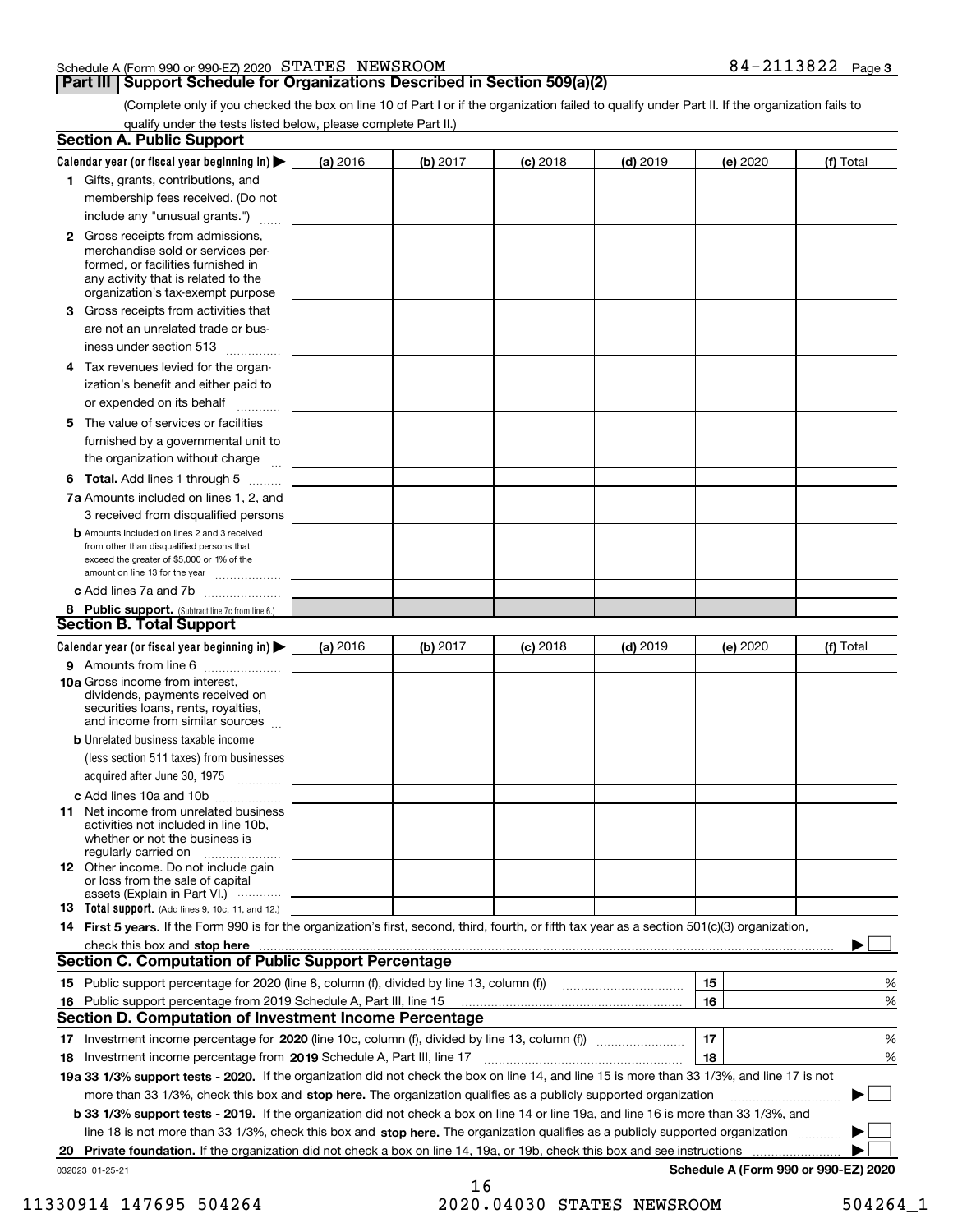Schedule A (Form 990 or 990-EZ) 2020 STATES NEWSROOM 84-2113822 Page 3

## Part III Support Schedule for Organizations Described in Section 509(a)(2)

(Complete only if you checked the box on line 10 of Part I or if the organization failed to qualify under Part II. If the organization fails to qualify under the tests listed below, please complete Part II.)

### Section A. Public Support

| Calendar year (or fiscal year beginning in) ▶ | (a) 2016 | (b) 2017 | (c) 2018 | (d) 2019 | (e) 2020 | (f) Total |
|---|---|---|---|---|---|---|
| 1 Gifts, grants, contributions, and membership fees received. (Do not include any "unusual grants.") | | | | | | |
| 2 Gross receipts from admissions, merchandise sold or services performed, or facilities furnished in any activity that is related to the organization's tax-exempt purpose | | | | | | |
| 3 Gross receipts from activities that are not an unrelated trade or business under section 513 | | | | | | |
| 4 Tax revenues levied for the organization's benefit and either paid to or expended on its behalf | | | | | | |
| 5 The value of services or facilities furnished by a governmental unit to the organization without charge | | | | | | |
| 6 **Total.** Add lines 1 through 5 | | | | | | |
| 7a Amounts included on lines 1, 2, and 3 received from disqualified persons | | | | | | |
| b Amounts included on lines 2 and 3 received from other than disqualified persons that exceed the greater of $5,000 or 1% of the amount on line 13 for the year | | | | | | |
| c Add lines 7a and 7b | | | | | | |
| 8 **Public support.** (Subtract line 7c from line 6.) | | | | | | |

### Section B. Total Support

| Calendar year (or fiscal year beginning in) ▶ | (a) 2016 | (b) 2017 | (c) 2018 | (d) 2019 | (e) 2020 | (f) Total |
|---|---|---|---|---|---|---|
| 9 Amounts from line 6 | | | | | | |
| 10a Gross income from interest, dividends, payments received on securities loans, rents, royalties, and income from similar sources | | | | | | |
| b Unrelated business taxable income (less section 511 taxes) from businesses acquired after June 30, 1975 | | | | | | |
| c Add lines 10a and 10b | | | | | | |
| 11 Net income from unrelated business activities not included in line 10b, whether or not the business is regularly carried on | | | | | | |
| 12 Other income. Do not include gain or loss from the sale of capital assets (Explain in Part VI.) | | | | | | |
| 13 **Total support.** (Add lines 9, 10c, 11, and 12.) | | | | | | |

14 **First 5 years.** If the Form 990 is for the organization's first, second, third, fourth, or fifth tax year as a section 501(c)(3) organization, check this box and **stop here** ▶ ☐

### Section C. Computation of Public Support Percentage

| | | |
|---|---|---|
| 15 Public support percentage for 2020 (line 8, column (f), divided by line 13, column (f)) | 15 | % |
| 16 Public support percentage from 2019 Schedule A, Part III, line 15 | 16 | % |

### Section D. Computation of Investment Income Percentage

| | | |
|---|---|---|
| 17 Investment income percentage for **2020** (line 10c, column (f), divided by line 13, column (f)) | 17 | % |
| 18 Investment income percentage from **2019** Schedule A, Part III, line 17 | 18 | % |

**19a 33 1/3% support tests - 2020.** If the organization did not check the box on line 14, and line 15 is more than 33 1/3%, and line 17 is not more than 33 1/3%, check this box and **stop here.** The organization qualifies as a publicly supported organization ▶ ☐

**b 33 1/3% support tests - 2019.** If the organization did not check a box on line 14 or line 19a, and line 16 is more than 33 1/3%, and line 18 is not more than 33 1/3%, check this box and **stop here.** The organization qualifies as a publicly supported organization ▶ ☐

**20 Private foundation.** If the organization did not check a box on line 14, 19a, or 19b, check this box and see instructions ▶ ☐

032023 01-25-21 **Schedule A (Form 990 or 990-EZ) 2020**

11330914 147695 504264 2020.04030 STATES NEWSROOM 504264_1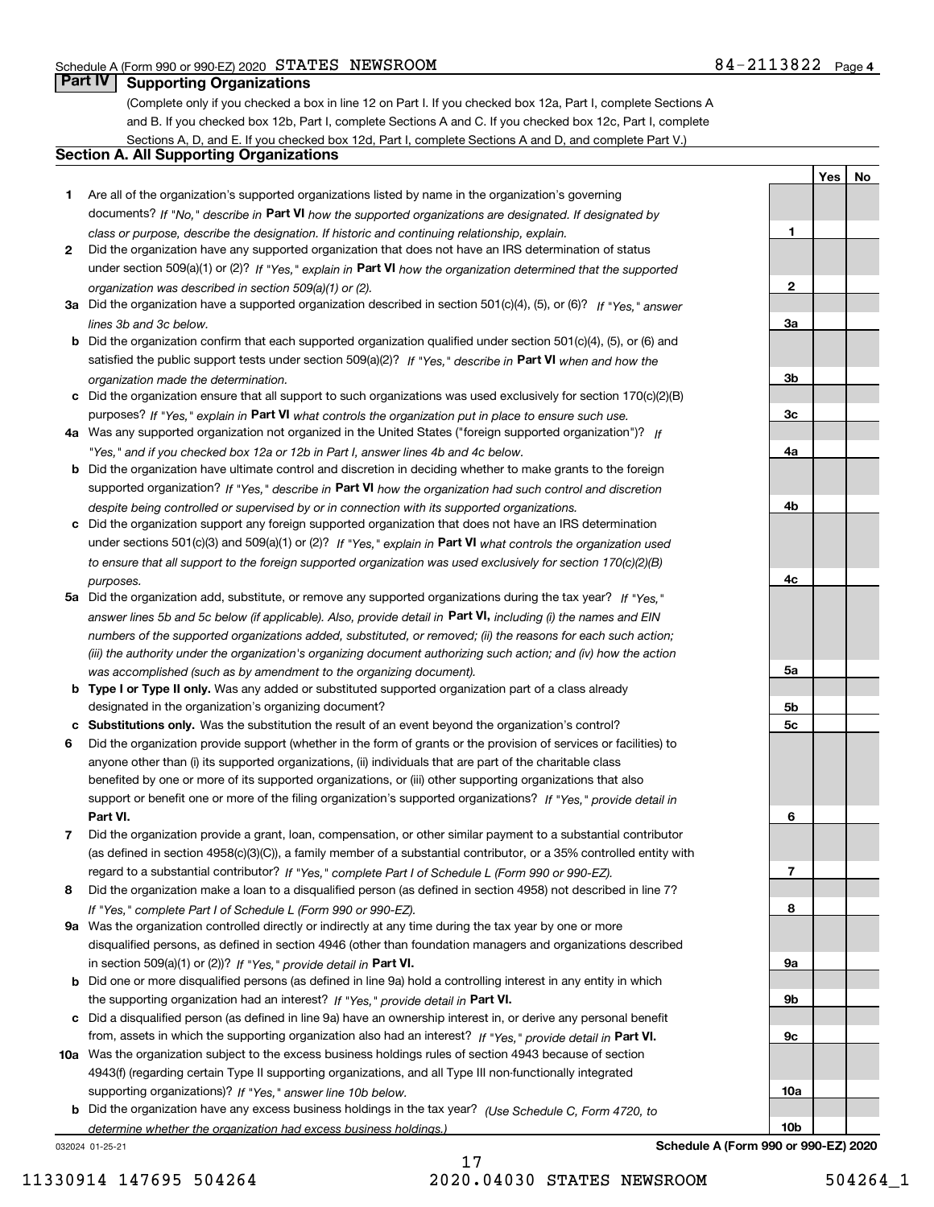## Part IV Supporting Organizations

(Complete only if you checked a box in line 12 on Part I. If you checked box 12a, Part I, complete Sections A and B. If you checked box 12b, Part I, complete Sections A and C. If you checked box 12c, Part I, complete Sections A, D, and E. If you checked box 12d, Part I, complete Sections A and D, and complete Part V.)

### Section A. All Supporting Organizations

| | | Line | Yes | No |
|---|---|---|---|---|
| **1** | Are all of the organization's supported organizations listed by name in the organization's governing documents? *If "No," describe in* **Part VI** *how the supported organizations are designated. If designated by class or purpose, describe the designation. If historic and continuing relationship, explain.* | 1 | | |
| **2** | Did the organization have any supported organization that does not have an IRS determination of status under section 509(a)(1) or (2)? *If "Yes," explain in* **Part VI** *how the organization determined that the supported organization was described in section 509(a)(1) or (2).* | 2 | | |
| **3a** | Did the organization have a supported organization described in section 501(c)(4), (5), or (6)? *If "Yes," answer lines 3b and 3c below.* | 3a | | |
| **b** | Did the organization confirm that each supported organization qualified under section 501(c)(4), (5), or (6) and satisfied the public support tests under section 509(a)(2)? *If "Yes," describe in* **Part VI** *when and how the organization made the determination.* | 3b | | |
| **c** | Did the organization ensure that all support to such organizations was used exclusively for section 170(c)(2)(B) purposes? *If "Yes," explain in* **Part VI** *what controls the organization put in place to ensure such use.* | 3c | | |
| **4a** | Was any supported organization not organized in the United States ("foreign supported organization")? *If "Yes," and if you checked box 12a or 12b in Part I, answer lines 4b and 4c below.* | 4a | | |
| **b** | Did the organization have ultimate control and discretion in deciding whether to make grants to the foreign supported organization? *If "Yes," describe in* **Part VI** *how the organization had such control and discretion despite being controlled or supervised by or in connection with its supported organizations.* | 4b | | |
| **c** | Did the organization support any foreign supported organization that does not have an IRS determination under sections 501(c)(3) and 509(a)(1) or (2)? *If "Yes," explain in* **Part VI** *what controls the organization used to ensure that all support to the foreign supported organization was used exclusively for section 170(c)(2)(B) purposes.* | 4c | | |
| **5a** | Did the organization add, substitute, or remove any supported organizations during the tax year? *If "Yes," answer lines 5b and 5c below (if applicable). Also, provide detail in* **Part VI,** *including (i) the names and EIN numbers of the supported organizations added, substituted, or removed; (ii) the reasons for each such action; (iii) the authority under the organization's organizing document authorizing such action; and (iv) how the action was accomplished (such as by amendment to the organizing document).* | 5a | | |
| **b** | **Type I or Type II only.** Was any added or substituted supported organization part of a class already designated in the organization's organizing document? | 5b | | |
| **c** | **Substitutions only.** Was the substitution the result of an event beyond the organization's control? | 5c | | |
| **6** | Did the organization provide support (whether in the form of grants or the provision of services or facilities) to anyone other than (i) its supported organizations, (ii) individuals that are part of the charitable class benefited by one or more of its supported organizations, or (iii) other supporting organizations that also support or benefit one or more of the filing organization's supported organizations? *If "Yes," provide detail in* **Part VI.** | 6 | | |
| **7** | Did the organization provide a grant, loan, compensation, or other similar payment to a substantial contributor (as defined in section 4958(c)(3)(C)), a family member of a substantial contributor, or a 35% controlled entity with regard to a substantial contributor? *If "Yes," complete Part I of Schedule L (Form 990 or 990-EZ).* | 7 | | |
| **8** | Did the organization make a loan to a disqualified person (as defined in section 4958) not described in line 7? *If "Yes," complete Part I of Schedule L (Form 990 or 990-EZ).* | 8 | | |
| **9a** | Was the organization controlled directly or indirectly at any time during the tax year by one or more disqualified persons, as defined in section 4946 (other than foundation managers and organizations described in section 509(a)(1) or (2))? *If "Yes," provide detail in* **Part VI.** | 9a | | |
| **b** | Did one or more disqualified persons (as defined in line 9a) hold a controlling interest in any entity in which the supporting organization had an interest? *If "Yes," provide detail in* **Part VI.** | 9b | | |
| **c** | Did a disqualified person (as defined in line 9a) have an ownership interest in, or derive any personal benefit from, assets in which the supporting organization also had an interest? *If "Yes," provide detail in* **Part VI.** | 9c | | |
| **10a** | Was the organization subject to the excess business holdings rules of section 4943 because of section 4943(f) (regarding certain Type II supporting organizations, and all Type III non-functionally integrated supporting organizations)? *If "Yes," answer line 10b below.* | 10a | | |
| **b** | Did the organization have any excess business holdings in the tax year? *(Use Schedule C, Form 4720, to determine whether the organization had excess business holdings.)* | 10b | | |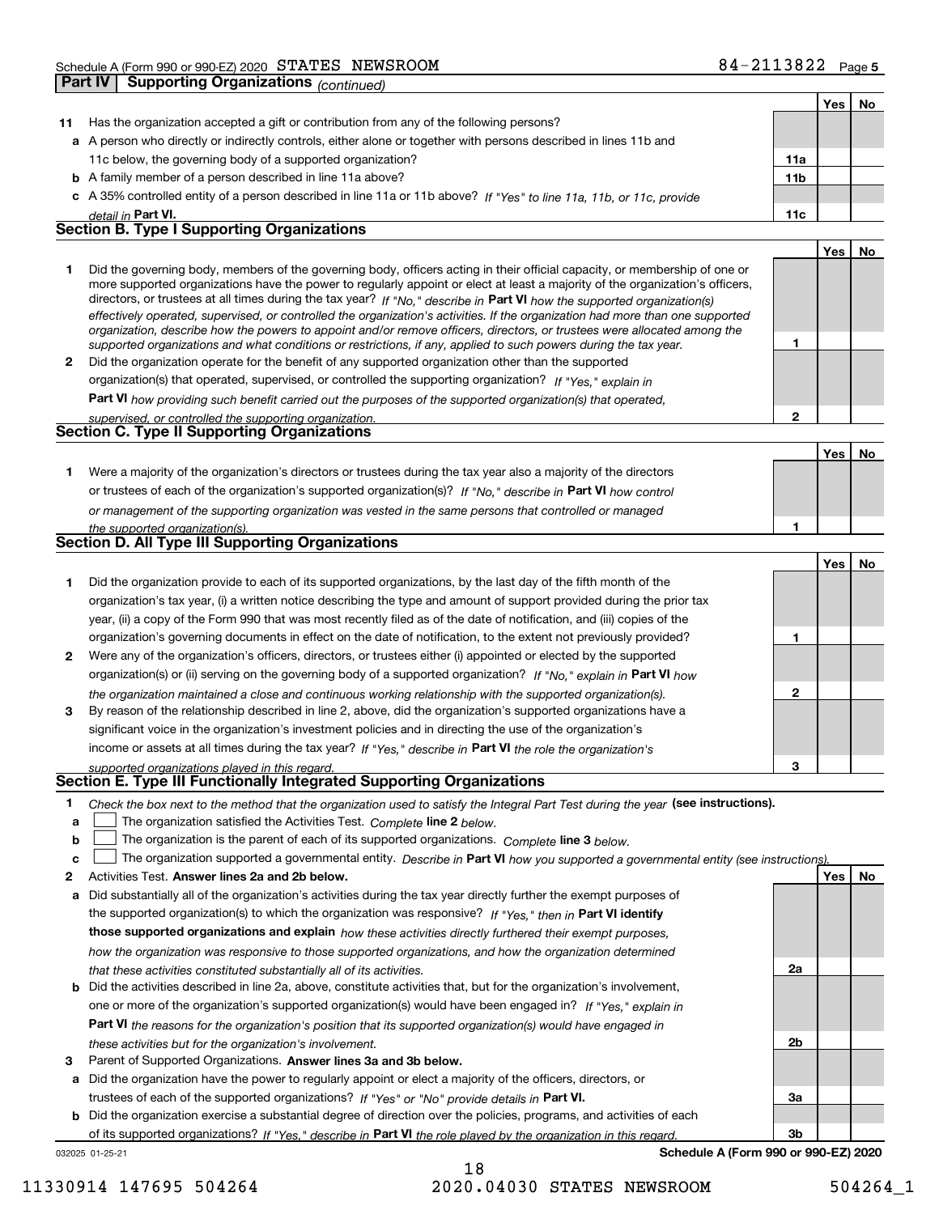## Part IV | Supporting Organizations *(continued)*

| | | | Yes | No |
|---|---|---|---|---|
| **11** | Has the organization accepted a gift or contribution from any of the following persons? | | | |
| **a** | A person who directly or indirectly controls, either alone or together with persons described in lines 11b and 11c below, the governing body of a supported organization? | **11a** | | |
| **b** | A family member of a person described in line 11a above? | **11b** | | |
| **c** | A 35% controlled entity of a person described in line 11a or 11b above? *If "Yes" to line 11a, 11b, or 11c, provide detail in* **Part VI.** | **11c** | | |

### Section B. Type I Supporting Organizations

| | | | Yes | No |
|---|---|---|---|---|
| **1** | Did the governing body, members of the governing body, officers acting in their official capacity, or membership of one or more supported organizations have the power to regularly appoint or elect at least a majority of the organization's officers, directors, or trustees at all times during the tax year? *If "No," describe in* **Part VI** *how the supported organization(s) effectively operated, supervised, or controlled the organization's activities. If the organization had more than one supported organization, describe how the powers to appoint and/or remove officers, directors, or trustees were allocated among the supported organizations and what conditions or restrictions, if any, applied to such powers during the tax year.* | **1** | | |
| **2** | Did the organization operate for the benefit of any supported organization other than the supported organization(s) that operated, supervised, or controlled the supporting organization? *If "Yes," explain in* **Part VI** *how providing such benefit carried out the purposes of the supported organization(s) that operated, supervised, or controlled the supporting organization.* | **2** | | |

### Section C. Type II Supporting Organizations

| | | | Yes | No |
|---|---|---|---|---|
| **1** | Were a majority of the organization's directors or trustees during the tax year also a majority of the directors or trustees of each of the organization's supported organization(s)? *If "No," describe in* **Part VI** *how control or management of the supporting organization was vested in the same persons that controlled or managed the supported organization(s).* | **1** | | |

### Section D. All Type III Supporting Organizations

| | | | Yes | No |
|---|---|---|---|---|
| **1** | Did the organization provide to each of its supported organizations, by the last day of the fifth month of the organization's tax year, (i) a written notice describing the type and amount of support provided during the prior tax year, (ii) a copy of the Form 990 that was most recently filed as of the date of notification, and (iii) copies of the organization's governing documents in effect on the date of notification, to the extent not previously provided? | **1** | | |
| **2** | Were any of the organization's officers, directors, or trustees either (i) appointed or elected by the supported organization(s) or (ii) serving on the governing body of a supported organization? *If "No," explain in* **Part VI** *how the organization maintained a close and continuous working relationship with the supported organization(s).* | **2** | | |
| **3** | By reason of the relationship described in line 2, above, did the organization's supported organizations have a significant voice in the organization's investment policies and in directing the use of the organization's income or assets at all times during the tax year? *If "Yes," describe in* **Part VI** *the role the organization's supported organizations played in this regard.* | **3** | | |

### Section E. Type III Functionally Integrated Supporting Organizations

**1** *Check the box next to the method that the organization used to satisfy the Integral Part Test during the year* **(see instructions).**

**a** ☐ The organization satisfied the Activities Test. *Complete* **line 2** *below.*

**b** ☐ The organization is the parent of each of its supported organizations. *Complete* **line 3** *below.*

**c** ☐ The organization supported a governmental entity. *Describe in* **Part VI** *how you supported a governmental entity (see instructions).*

| | | | Yes | No |
|---|---|---|---|---|
| **2** | Activities Test. **Answer lines 2a and 2b below.** | | | |
| **a** | Did substantially all of the organization's activities during the tax year directly further the exempt purposes of the supported organization(s) to which the organization was responsive? *If "Yes," then in* **Part VI identify those supported organizations and explain** *how these activities directly furthered their exempt purposes, how the organization was responsive to those supported organizations, and how the organization determined that these activities constituted substantially all of its activities.* | **2a** | | |
| **b** | Did the activities described in line 2a, above, constitute activities that, but for the organization's involvement, one or more of the organization's supported organization(s) would have been engaged in? *If "Yes," explain in* **Part VI** *the reasons for the organization's position that its supported organization(s) would have engaged in these activities but for the organization's involvement.* | **2b** | | |
| **3** | Parent of Supported Organizations. **Answer lines 3a and 3b below.** | | | |
| **a** | Did the organization have the power to regularly appoint or elect a majority of the officers, directors, or trustees of each of the supported organizations? *If "Yes" or "No" provide details in* **Part VI.** | **3a** | | |
| **b** | Did the organization exercise a substantial degree of direction over the policies, programs, and activities of each of its supported organizations? *If "Yes," describe in* **Part VI** *the role played by the organization in this regard.* | **3b** | | |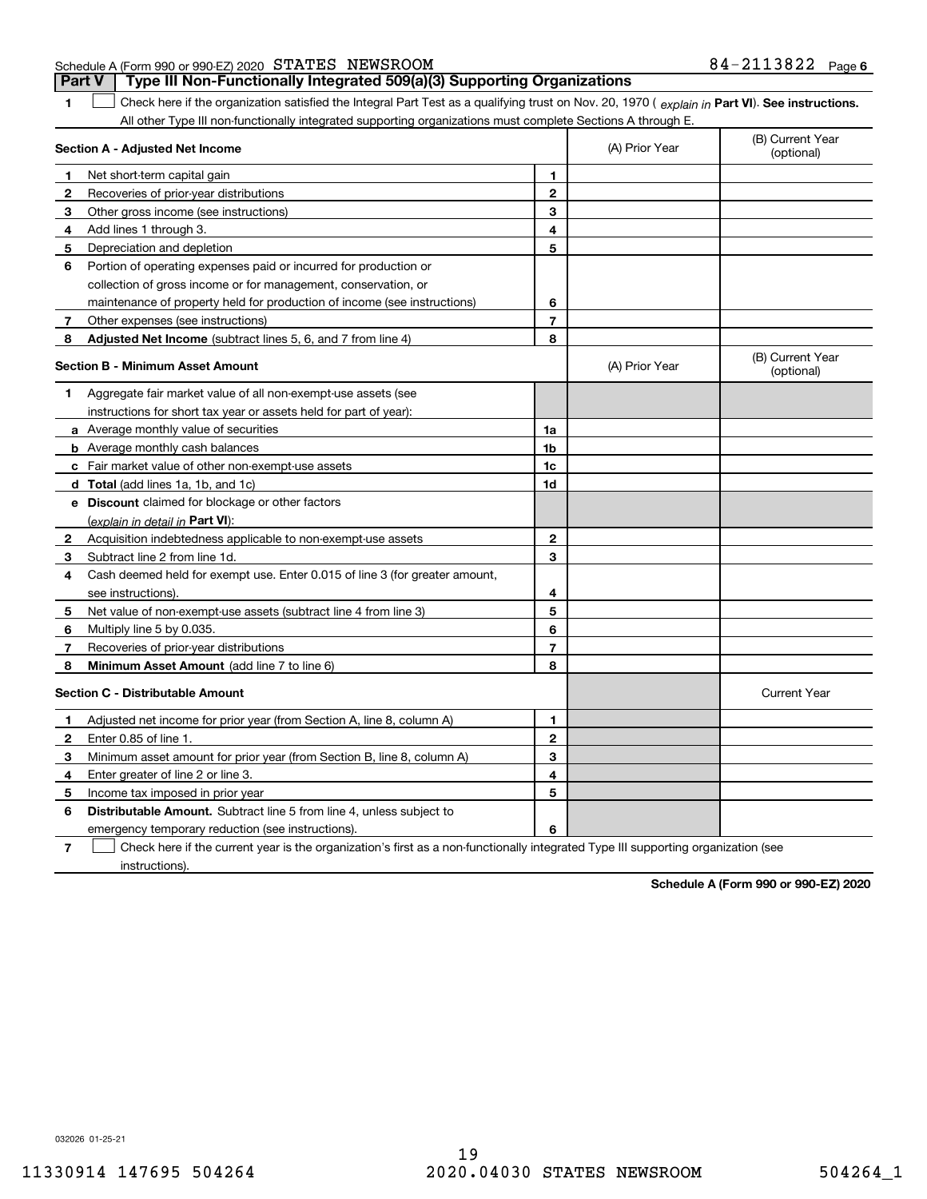Schedule A (Form 990 or 990-EZ) 2020 STATES NEWSROOM 84-2113822 Page 6

## Part V Type III Non-Functionally Integrated 509(a)(3) Supporting Organizations

**1** ☐ Check here if the organization satisfied the Integral Part Test as a qualifying trust on Nov. 20, 1970 ( *explain in* **Part VI**). **See instructions.** All other Type III non-functionally integrated supporting organizations must complete Sections A through E.

| **Section A - Adjusted Net Income** | | | (A) Prior Year | (B) Current Year (optional) |
|---|---|---|---|---|
| **1** | Net short-term capital gain | **1** | | |
| **2** | Recoveries of prior-year distributions | **2** | | |
| **3** | Other gross income (see instructions) | **3** | | |
| **4** | Add lines 1 through 3. | **4** | | |
| **5** | Depreciation and depletion | **5** | | |
| **6** | Portion of operating expenses paid or incurred for production or collection of gross income or for management, conservation, or maintenance of property held for production of income (see instructions) | **6** | | |
| **7** | Other expenses (see instructions) | **7** | | |
| **8** | **Adjusted Net Income** (subtract lines 5, 6, and 7 from line 4) | **8** | | |

| **Section B - Minimum Asset Amount** | | | (A) Prior Year | (B) Current Year (optional) |
|---|---|---|---|---|
| **1** | Aggregate fair market value of all non-exempt-use assets (see instructions for short tax year or assets held for part of year): | | | |
| **a** | Average monthly value of securities | **1a** | | |
| **b** | Average monthly cash balances | **1b** | | |
| **c** | Fair market value of other non-exempt-use assets | **1c** | | |
| **d** | **Total** (add lines 1a, 1b, and 1c) | **1d** | | |
| **e** | **Discount** claimed for blockage or other factors (*explain in detail in* **Part VI**): | | | |
| **2** | Acquisition indebtedness applicable to non-exempt-use assets | **2** | | |
| **3** | Subtract line 2 from line 1d. | **3** | | |
| **4** | Cash deemed held for exempt use. Enter 0.015 of line 3 (for greater amount, see instructions). | **4** | | |
| **5** | Net value of non-exempt-use assets (subtract line 4 from line 3) | **5** | | |
| **6** | Multiply line 5 by 0.035. | **6** | | |
| **7** | Recoveries of prior-year distributions | **7** | | |
| **8** | **Minimum Asset Amount** (add line 7 to line 6) | **8** | | |

| **Section C - Distributable Amount** | | | | Current Year |
|---|---|---|---|---|
| **1** | Adjusted net income for prior year (from Section A, line 8, column A) | **1** | | |
| **2** | Enter 0.85 of line 1. | **2** | | |
| **3** | Minimum asset amount for prior year (from Section B, line 8, column A) | **3** | | |
| **4** | Enter greater of line 2 or line 3. | **4** | | |
| **5** | Income tax imposed in prior year | **5** | | |
| **6** | **Distributable Amount.** Subtract line 5 from line 4, unless subject to emergency temporary reduction (see instructions). | **6** | | |

**7** ☐ Check here if the current year is the organization's first as a non-functionally integrated Type III supporting organization (see instructions).

**Schedule A (Form 990 or 990-EZ) 2020**

032026 01-25-21

11330914 147695 504264 2020.04030 STATES NEWSROOM 504264_1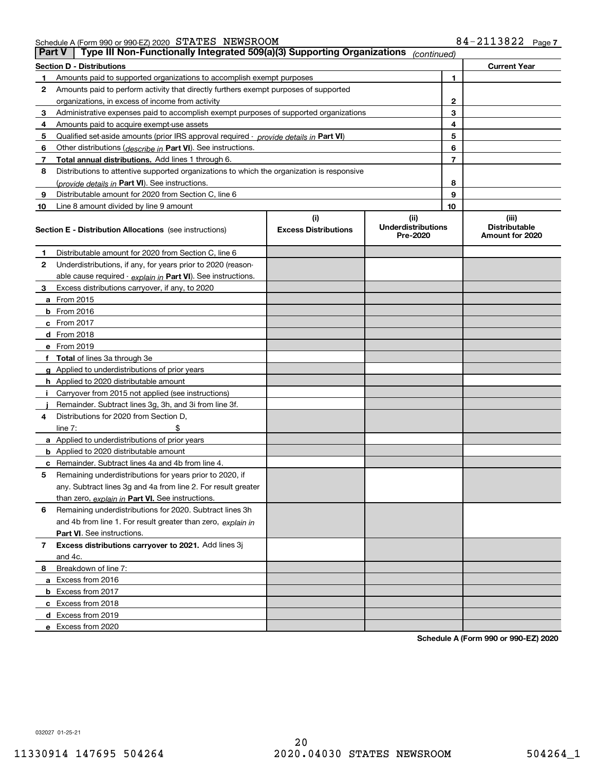Schedule A (Form 990 or 990-EZ) 2020 STATES NEWSROOM 84-2113822

## Part V | Type III Non-Functionally Integrated 509(a)(3) Supporting Organizations *(continued)*

| Section D - Distributions | | | Current Year |
|---|---|---|---|
| 1 | Amounts paid to supported organizations to accomplish exempt purposes | 1 | |
| 2 | Amounts paid to perform activity that directly furthers exempt purposes of supported organizations, in excess of income from activity | 2 | |
| 3 | Administrative expenses paid to accomplish exempt purposes of supported organizations | 3 | |
| 4 | Amounts paid to acquire exempt-use assets | 4 | |
| 5 | Qualified set-aside amounts (prior IRS approval required - *provide details in* **Part VI**) | 5 | |
| 6 | Other distributions (*describe in* **Part VI**). See instructions. | 6 | |
| 7 | **Total annual distributions.** Add lines 1 through 6. | 7 | |
| 8 | Distributions to attentive supported organizations to which the organization is responsive (*provide details in* **Part VI**). See instructions. | 8 | |
| 9 | Distributable amount for 2020 from Section C, line 6 | 9 | |
| 10 | Line 8 amount divided by line 9 amount | 10 | |

| Section E - Distribution Allocations (see instructions) | (i) Excess Distributions | (ii) Underdistributions Pre-2020 | (iii) Distributable Amount for 2020 |
|---|---|---|---|
| **1** Distributable amount for 2020 from Section C, line 6 | | | |
| **2** Underdistributions, if any, for years prior to 2020 (reasonable cause required - *explain in* **Part VI**). See instructions. | | | |
| **3** Excess distributions carryover, if any, to 2020 | | | |
| **a** From 2015 | | | |
| **b** From 2016 | | | |
| **c** From 2017 | | | |
| **d** From 2018 | | | |
| **e** From 2019 | | | |
| **f** **Total** of lines 3a through 3e | | | |
| **g** Applied to underdistributions of prior years | | | |
| **h** Applied to 2020 distributable amount | | | |
| **i** Carryover from 2015 not applied (see instructions) | | | |
| **j** Remainder. Subtract lines 3g, 3h, and 3i from line 3f. | | | |
| **4** Distributions for 2020 from Section D, line 7: $ | | | |
| **a** Applied to underdistributions of prior years | | | |
| **b** Applied to 2020 distributable amount | | | |
| **c** Remainder. Subtract lines 4a and 4b from line 4. | | | |
| **5** Remaining underdistributions for years prior to 2020, if any. Subtract lines 3g and 4a from line 2. For result greater than zero, *explain in* **Part VI.** See instructions. | | | |
| **6** Remaining underdistributions for 2020. Subtract lines 3h and 4b from line 1. For result greater than zero, *explain in* **Part VI**. See instructions. | | | |
| **7** **Excess distributions carryover to 2021.** Add lines 3j and 4c. | | | |
| **8** Breakdown of line 7: | | | |
| **a** Excess from 2016 | | | |
| **b** Excess from 2017 | | | |
| **c** Excess from 2018 | | | |
| **d** Excess from 2019 | | | |
| **e** Excess from 2020 | | | |

**Schedule A (Form 990 or 990-EZ) 2020**

032027 01-25-21

11330914 147695 504264 2020.04030 STATES NEWSROOM 504264_1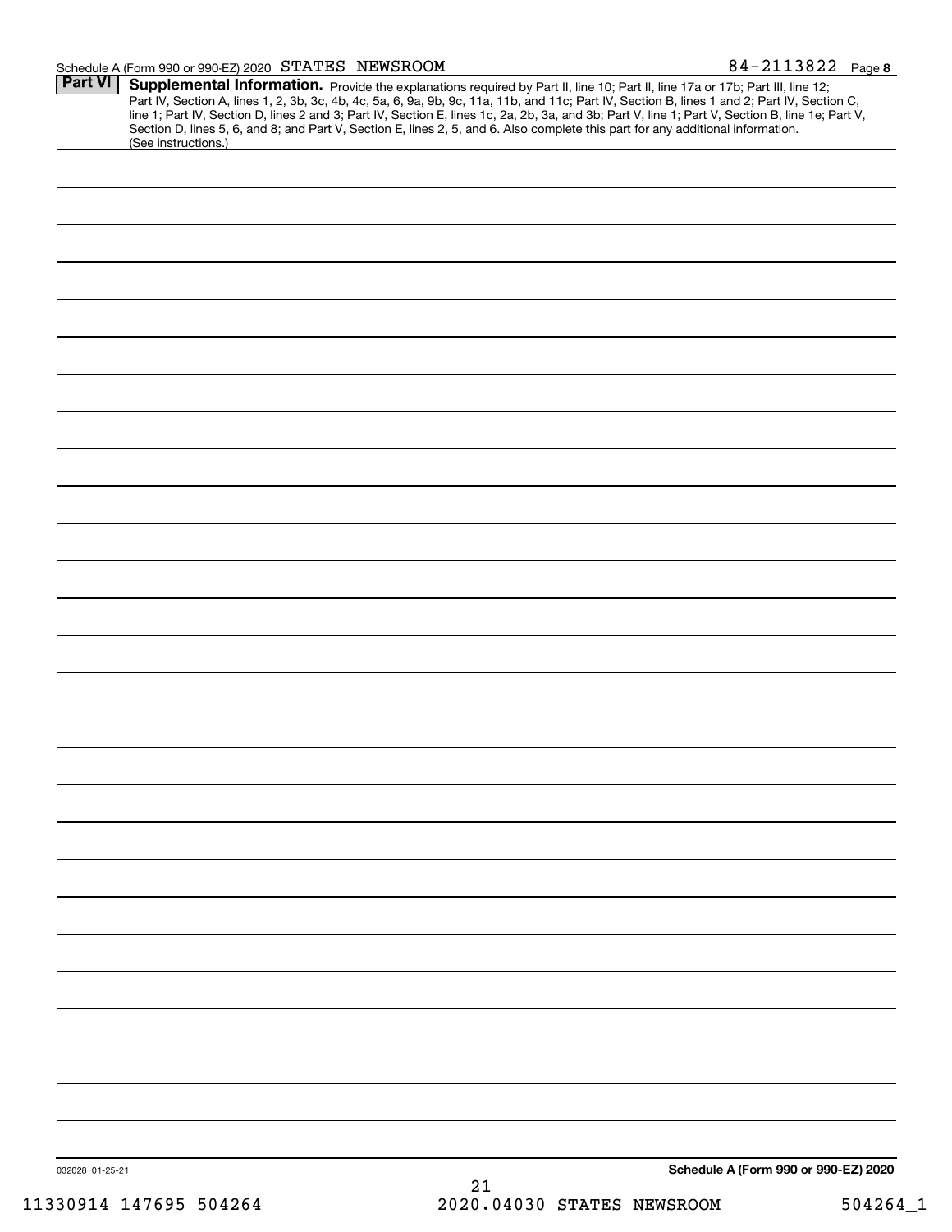Schedule A (Form 990 or 990-EZ) 2020 STATES NEWSROOM 84-2113822 Page 8

**Part VI** **Supplemental Information.** Provide the explanations required by Part II, line 10; Part II, line 17a or 17b; Part III, line 12; Part IV, Section A, lines 1, 2, 3b, 3c, 4b, 4c, 5a, 6, 9a, 9b, 9c, 11a, 11b, and 11c; Part IV, Section B, lines 1 and 2; Part IV, Section C, line 1; Part IV, Section D, lines 2 and 3; Part IV, Section E, lines 1c, 2a, 2b, 3a, and 3b; Part V, line 1; Part V, Section B, line 1e; Part V, Section D, lines 5, 6, and 8; and Part V, Section E, lines 2, 5, and 6. Also complete this part for any additional information. (See instructions.)

032028 01-25-21

**Schedule A (Form 990 or 990-EZ) 2020**

11330914 147695 504264 2020.04030 STATES NEWSROOM 504264_1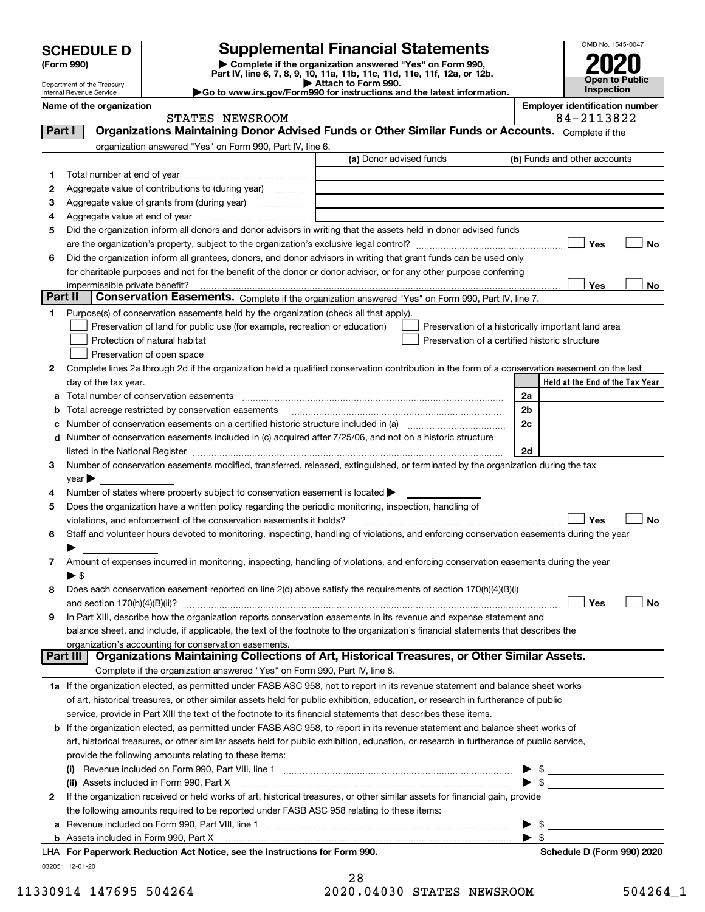# SCHEDULE D (Form 990)

Department of the Treasury
Internal Revenue Service

## Supplemental Financial Statements

▶ Complete if the organization answered "Yes" on Form 990, Part IV, line 6, 7, 8, 9, 10, 11a, 11b, 11c, 11d, 11e, 11f, 12a, or 12b.
▶ Attach to Form 990.
▶Go to www.irs.gov/Form990 for instructions and the latest information.

OMB No. 1545-0047

**2020**

**Open to Public Inspection**

**Name of the organization:** STATES NEWSROOM

**Employer identification number:** 84-2113822

### Part I — Organizations Maintaining Donor Advised Funds or Other Similar Funds or Accounts. Complete if the organization answered "Yes" on Form 990, Part IV, line 6.

| | | (a) Donor advised funds | (b) Funds and other accounts |
|---|---|---|---|
| 1 | Total number at end of year | | |
| 2 | Aggregate value of contributions to (during year) | | |
| 3 | Aggregate value of grants from (during year) | | |
| 4 | Aggregate value at end of year | | |

5 Did the organization inform all donors and donor advisors in writing that the assets held in donor advised funds are the organization's property, subject to the organization's exclusive legal control? ☐ Yes ☐ No

6 Did the organization inform all grantees, donors, and donor advisors in writing that grant funds can be used only for charitable purposes and not for the benefit of the donor or donor advisor, or for any other purpose conferring impermissible private benefit? ☐ Yes ☐ No

### Part II — Conservation Easements. Complete if the organization answered "Yes" on Form 990, Part IV, line 7.

1 Purpose(s) of conservation easements held by the organization (check all that apply).

- ☐ Preservation of land for public use (for example, recreation or education)
- ☐ Protection of natural habitat
- ☐ Preservation of open space
- ☐ Preservation of a historically important land area
- ☐ Preservation of a certified historic structure

2 Complete lines 2a through 2d if the organization held a qualified conservation contribution in the form of a conservation easement on the last day of the tax year.

| | | | Held at the End of the Tax Year |
|---|---|---|---|
| a | Total number of conservation easements | 2a | |
| b | Total acreage restricted by conservation easements | 2b | |
| c | Number of conservation easements on a certified historic structure included in (a) | 2c | |
| d | Number of conservation easements included in (c) acquired after 7/25/06, and not on a historic structure listed in the National Register | 2d | |

3 Number of conservation easements modified, transferred, released, extinguished, or terminated by the organization during the tax year ▶

4 Number of states where property subject to conservation easement is located ▶

5 Does the organization have a written policy regarding the periodic monitoring, inspection, handling of violations, and enforcement of the conservation easements it holds? ☐ Yes ☐ No

6 Staff and volunteer hours devoted to monitoring, inspecting, handling of violations, and enforcing conservation easements during the year ▶

7 Amount of expenses incurred in monitoring, inspecting, handling of violations, and enforcing conservation easements during the year ▶ $

8 Does each conservation easement reported on line 2(d) above satisfy the requirements of section 170(h)(4)(B)(i) and section 170(h)(4)(B)(ii)? ☐ Yes ☐ No

9 In Part XIII, describe how the organization reports conservation easements in its revenue and expense statement and balance sheet, and include, if applicable, the text of the footnote to the organization's financial statements that describes the organization's accounting for conservation easements.

### Part III — Organizations Maintaining Collections of Art, Historical Treasures, or Other Similar Assets. Complete if the organization answered "Yes" on Form 990, Part IV, line 8.

1a If the organization elected, as permitted under FASB ASC 958, not to report in its revenue statement and balance sheet works of art, historical treasures, or other similar assets held for public exhibition, education, or research in furtherance of public service, provide in Part XIII the text of the footnote to its financial statements that describes these items.

b If the organization elected, as permitted under FASB ASC 958, to report in its revenue statement and balance sheet works of art, historical treasures, or other similar assets held for public exhibition, education, or research in furtherance of public service, provide the following amounts relating to these items:

(i) Revenue included on Form 990, Part VIII, line 1 ▶ $

(ii) Assets included in Form 990, Part X ▶ $

2 If the organization received or held works of art, historical treasures, or other similar assets for financial gain, provide the following amounts required to be reported under FASB ASC 958 relating to these items:

a Revenue included on Form 990, Part VIII, line 1 ▶ $

b Assets included in Form 990, Part X ▶ $

LHA For Paperwork Reduction Act Notice, see the Instructions for Form 990. Schedule D (Form 990) 2020

032051 12-01-20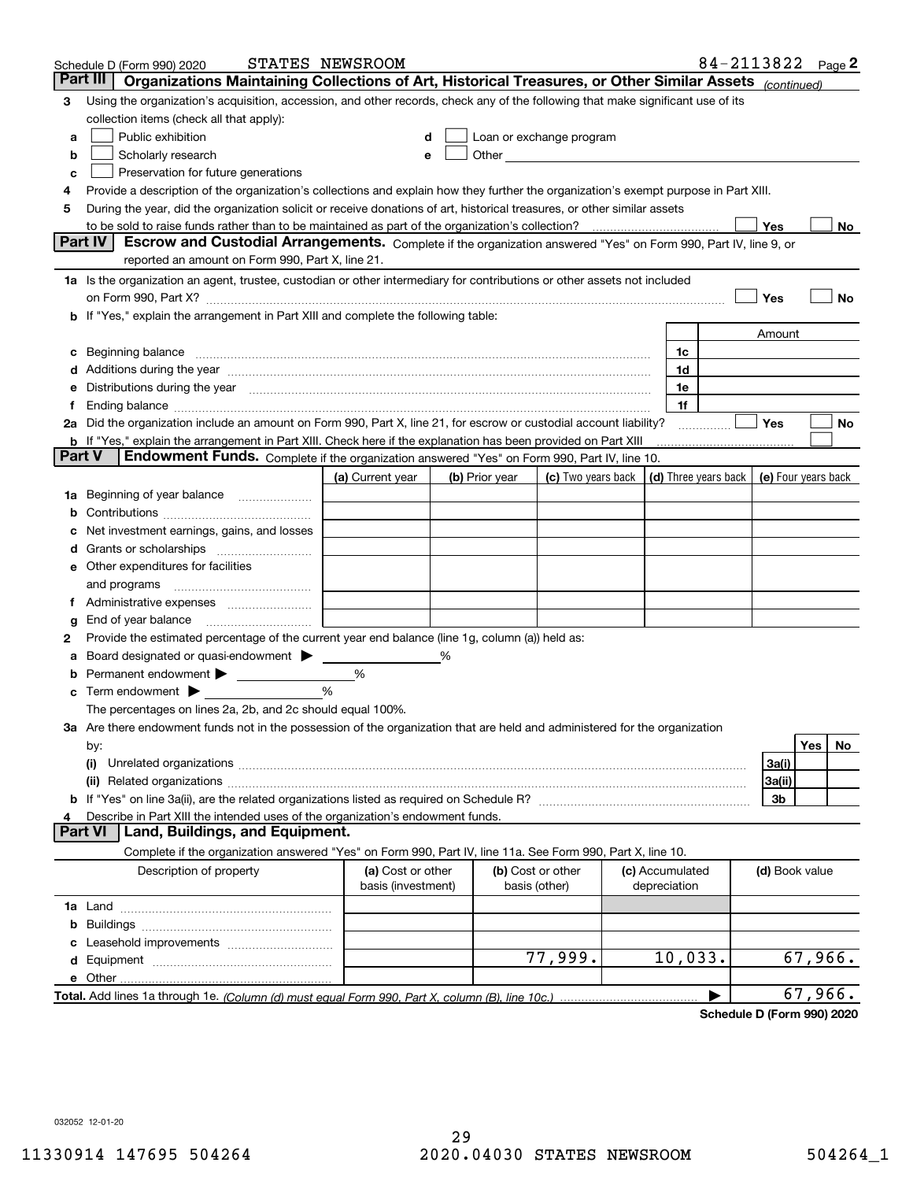Schedule D (Form 990) 2020 STATES NEWSROOM 84-2113822 Page **2**

## Part III Organizations Maintaining Collections of Art, Historical Treasures, or Other Similar Assets *(continued)*

**3** Using the organization's acquisition, accession, and other records, check any of the following that make significant use of its collection items (check all that apply):

- **a** ☐ Public exhibition
- **b** ☐ Scholarly research
- **c** ☐ Preservation for future generations
- **d** ☐ Loan or exchange program
- **e** ☐ Other

**4** Provide a description of the organization's collections and explain how they further the organization's exempt purpose in Part XIII.

**5** During the year, did the organization solicit or receive donations of art, historical treasures, or other similar assets to be sold to raise funds rather than to be maintained as part of the organization's collection? ☐ Yes ☐ No

## Part IV Escrow and Custodial Arrangements.

Complete if the organization answered "Yes" on Form 990, Part IV, line 9, or reported an amount on Form 990, Part X, line 21.

**1a** Is the organization an agent, trustee, custodian or other intermediary for contributions or other assets not included on Form 990, Part X? ☐ Yes ☐ No

**b** If "Yes," explain the arrangement in Part XIII and complete the following table:

| | | Amount |
|---|---|---|
| **c** Beginning balance | 1c | |
| **d** Additions during the year | 1d | |
| **e** Distributions during the year | 1e | |
| **f** Ending balance | 1f | |

**2a** Did the organization include an amount on Form 990, Part X, line 21, for escrow or custodial account liability? ☐ Yes ☐ No

**b** If "Yes," explain the arrangement in Part XIII. Check here if the explanation has been provided on Part XIII ☐

## Part V Endowment Funds.

Complete if the organization answered "Yes" on Form 990, Part IV, line 10.

| | (a) Current year | (b) Prior year | (c) Two years back | (d) Three years back | (e) Four years back |
|---|---|---|---|---|---|
| **1a** Beginning of year balance | | | | | |
| **b** Contributions | | | | | |
| **c** Net investment earnings, gains, and losses | | | | | |
| **d** Grants or scholarships | | | | | |
| **e** Other expenditures for facilities and programs | | | | | |
| **f** Administrative expenses | | | | | |
| **g** End of year balance | | | | | |

**2** Provide the estimated percentage of the current year end balance (line 1g, column (a)) held as:

- **a** Board designated or quasi-endowment ▶ ______ %
- **b** Permanent endowment ▶ ______ %
- **c** Term endowment ▶ ______ %

The percentages on lines 2a, 2b, and 2c should equal 100%.

**3a** Are there endowment funds not in the possession of the organization that are held and administered for the organization by:

| | | Yes | No |
|---|---|---|---|
| **(i)** Unrelated organizations | 3a(i) | | |
| **(ii)** Related organizations | 3a(ii) | | |
| **b** If "Yes" on line 3a(ii), are the related organizations listed as required on Schedule R? | 3b | | |

**4** Describe in Part XIII the intended uses of the organization's endowment funds.

## Part VI Land, Buildings, and Equipment.

Complete if the organization answered "Yes" on Form 990, Part IV, line 11a. See Form 990, Part X, line 10.

| Description of property | (a) Cost or other basis (investment) | (b) Cost or other basis (other) | (c) Accumulated depreciation | (d) Book value |
|---|---|---|---|---|
| **1a** Land | | | | |
| **b** Buildings | | | | |
| **c** Leasehold improvements | | | | |
| **d** Equipment | | 77,999. | 10,033. | 67,966. |
| **e** Other | | | | |
| **Total.** Add lines 1a through 1e. *(Column (d) must equal Form 990, Part X, column (B), line 10c.)* ▶ | | | | 67,966. |

**Schedule D (Form 990) 2020**

032052 12-01-20

11330914 147695 504264 2020.04030 STATES NEWSROOM 504264_1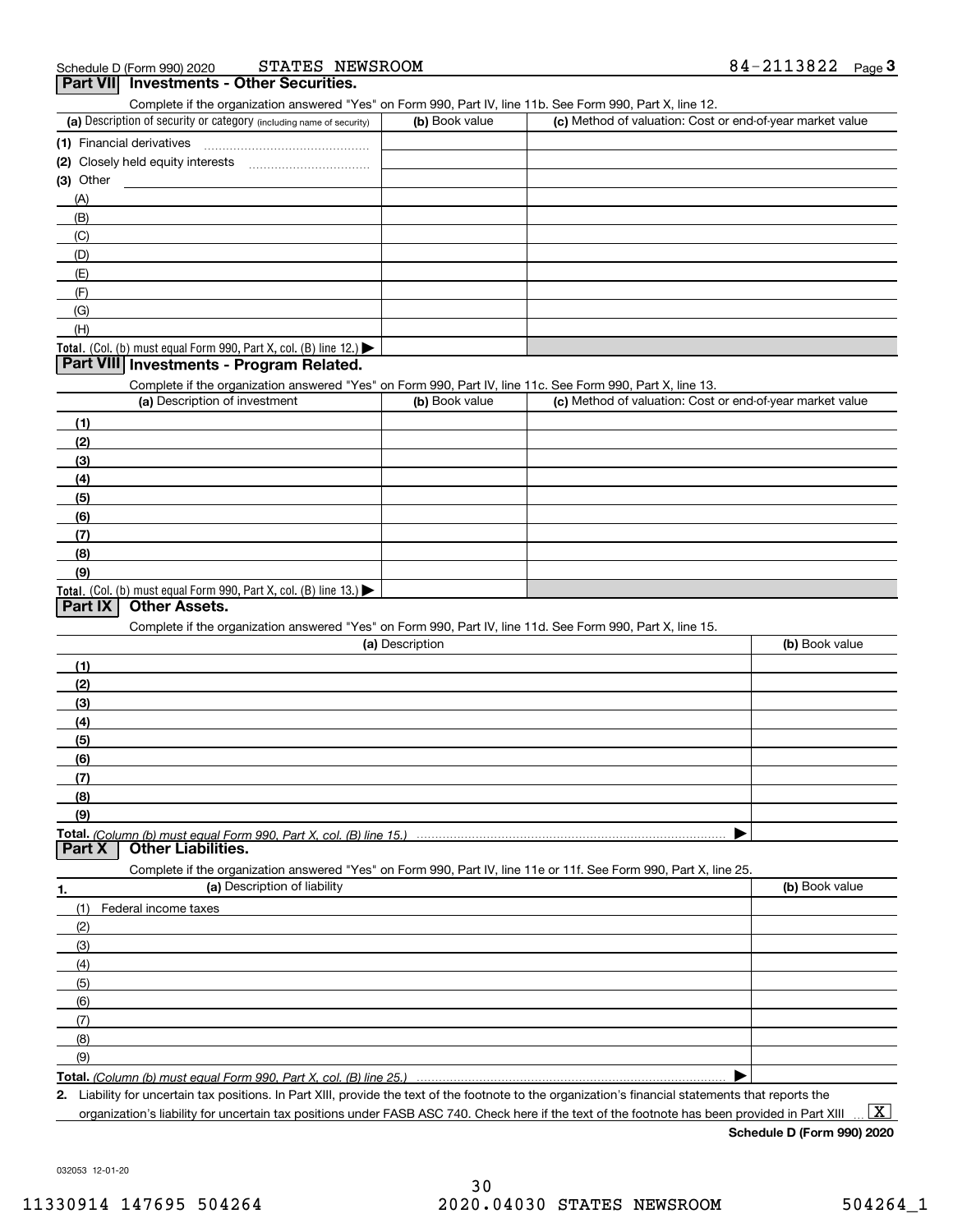Schedule D (Form 990) 2020 STATES NEWSROOM 84-2113822

## Part VII Investments - Other Securities.

Complete if the organization answered "Yes" on Form 990, Part IV, line 11b. See Form 990, Part X, line 12.

| (a) Description of security or category (including name of security) | (b) Book value | (c) Method of valuation: Cost or end-of-year market value |
|---|---|---|
| (1) Financial derivatives | | |
| (2) Closely held equity interests | | |
| (3) Other | | |
| (A) | | |
| (B) | | |
| (C) | | |
| (D) | | |
| (E) | | |
| (F) | | |
| (G) | | |
| (H) | | |
| **Total.** (Col. (b) must equal Form 990, Part X, col. (B) line 12.) ▶ | | |

## Part VIII Investments - Program Related.

Complete if the organization answered "Yes" on Form 990, Part IV, line 11c. See Form 990, Part X, line 13.

| (a) Description of investment | (b) Book value | (c) Method of valuation: Cost or end-of-year market value |
|---|---|---|
| (1) | | |
| (2) | | |
| (3) | | |
| (4) | | |
| (5) | | |
| (6) | | |
| (7) | | |
| (8) | | |
| (9) | | |
| **Total.** (Col. (b) must equal Form 990, Part X, col. (B) line 13.) ▶ | | |

## Part IX Other Assets.

Complete if the organization answered "Yes" on Form 990, Part IV, line 11d. See Form 990, Part X, line 15.

| (a) Description | (b) Book value |
|---|---|
| (1) | |
| (2) | |
| (3) | |
| (4) | |
| (5) | |
| (6) | |
| (7) | |
| (8) | |
| (9) | |
| **Total.** *(Column (b) must equal Form 990, Part X, col. (B) line 15.)* ▶ | |

## Part X Other Liabilities.

Complete if the organization answered "Yes" on Form 990, Part IV, line 11e or 11f. See Form 990, Part X, line 25.

| 1. (a) Description of liability | (b) Book value |
|---|---|
| (1) Federal income taxes | |
| (2) | |
| (3) | |
| (4) | |
| (5) | |
| (6) | |
| (7) | |
| (8) | |
| (9) | |
| **Total.** *(Column (b) must equal Form 990, Part X, col. (B) line 25.)* ▶ | |

2. Liability for uncertain tax positions. In Part XIII, provide the text of the footnote to the organization's financial statements that reports the organization's liability for uncertain tax positions under FASB ASC 740. Check here if the text of the footnote has been provided in Part XIII ... [X]

**Schedule D (Form 990) 2020**

032053 12-01-20

11330914 147695 504264 2020.04030 STATES NEWSROOM 504264_1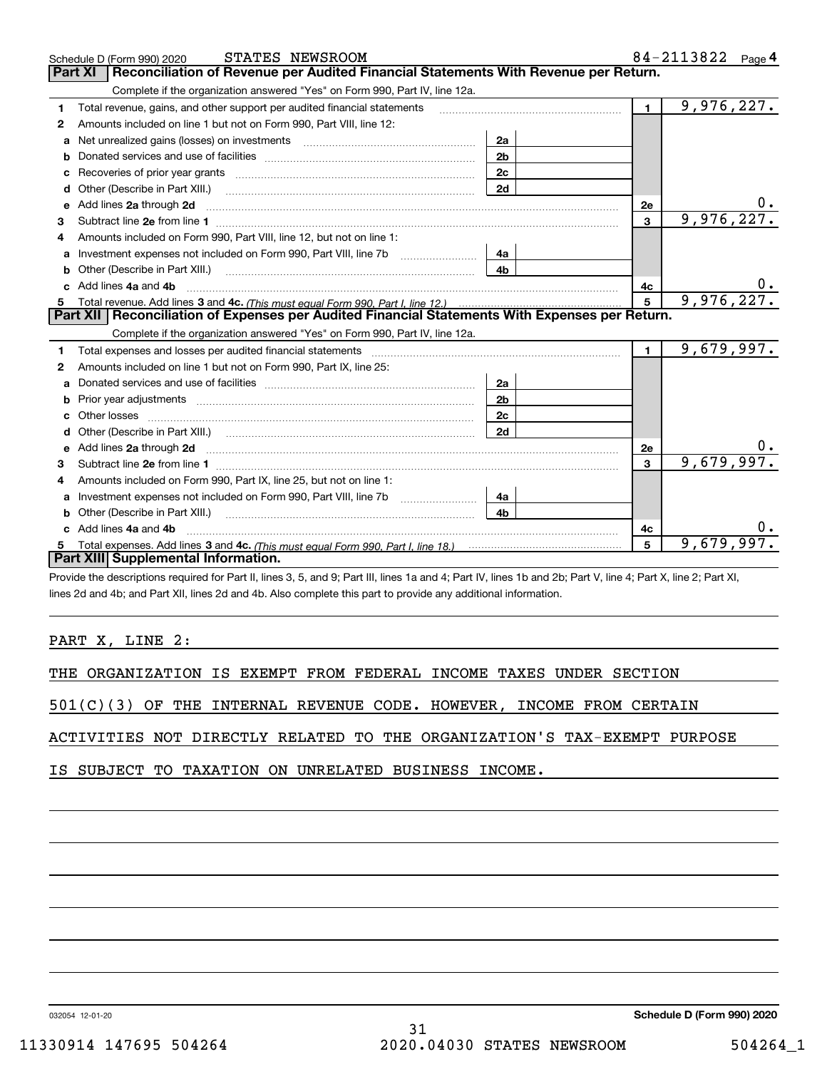Schedule D (Form 990) 2020 STATES NEWSROOM 84-2113822 Page 4

## Part XI Reconciliation of Revenue per Audited Financial Statements With Revenue per Return.

Complete if the organization answered "Yes" on Form 990, Part IV, line 12a.

| | | | | | |
|---|---|---|---|---|---|
| 1 | Total revenue, gains, and other support per audited financial statements | | | 1 | 9,976,227. |
| 2 | Amounts included on line 1 but not on Form 990, Part VIII, line 12: | | | | |
| a | Net unrealized gains (losses) on investments | 2a | | | |
| b | Donated services and use of facilities | 2b | | | |
| c | Recoveries of prior year grants | 2c | | | |
| d | Other (Describe in Part XIII.) | 2d | | | |
| e | Add lines 2a through 2d | | | 2e | 0. |
| 3 | Subtract line 2e from line 1 | | | 3 | 9,976,227. |
| 4 | Amounts included on Form 990, Part VIII, line 12, but not on line 1: | | | | |
| a | Investment expenses not included on Form 990, Part VIII, line 7b | 4a | | | |
| b | Other (Describe in Part XIII.) | 4b | | | |
| c | Add lines 4a and 4b | | | 4c | 0. |
| 5 | Total revenue. Add lines 3 and 4c. *(This must equal Form 990, Part I, line 12.)* | | | 5 | 9,976,227. |

## Part XII Reconciliation of Expenses per Audited Financial Statements With Expenses per Return.

Complete if the organization answered "Yes" on Form 990, Part IV, line 12a.

| | | | | | |
|---|---|---|---|---|---|
| 1 | Total expenses and losses per audited financial statements | | | 1 | 9,679,997. |
| 2 | Amounts included on line 1 but not on Form 990, Part IX, line 25: | | | | |
| a | Donated services and use of facilities | 2a | | | |
| b | Prior year adjustments | 2b | | | |
| c | Other losses | 2c | | | |
| d | Other (Describe in Part XIII.) | 2d | | | |
| e | Add lines 2a through 2d | | | 2e | 0. |
| 3 | Subtract line 2e from line 1 | | | 3 | 9,679,997. |
| 4 | Amounts included on Form 990, Part IX, line 25, but not on line 1: | | | | |
| a | Investment expenses not included on Form 990, Part VIII, line 7b | 4a | | | |
| b | Other (Describe in Part XIII.) | 4b | | | |
| c | Add lines 4a and 4b | | | 4c | 0. |
| 5 | Total expenses. Add lines 3 and 4c. *(This must equal Form 990, Part I, line 18.)* | | | 5 | 9,679,997. |

## Part XIII Supplemental Information.

Provide the descriptions required for Part II, lines 3, 5, and 9; Part III, lines 1a and 4; Part IV, lines 1b and 2b; Part V, line 4; Part X, line 2; Part XI, lines 2d and 4b; and Part XII, lines 2d and 4b. Also complete this part to provide any additional information.

PART X, LINE 2:

THE ORGANIZATION IS EXEMPT FROM FEDERAL INCOME TAXES UNDER SECTION 501(C)(3) OF THE INTERNAL REVENUE CODE. HOWEVER, INCOME FROM CERTAIN ACTIVITIES NOT DIRECTLY RELATED TO THE ORGANIZATION'S TAX-EXEMPT PURPOSE IS SUBJECT TO TAXATION ON UNRELATED BUSINESS INCOME.

032054 12-01-20 **Schedule D (Form 990) 2020**

11330914 147695 504264 2020.04030 STATES NEWSROOM 504264_1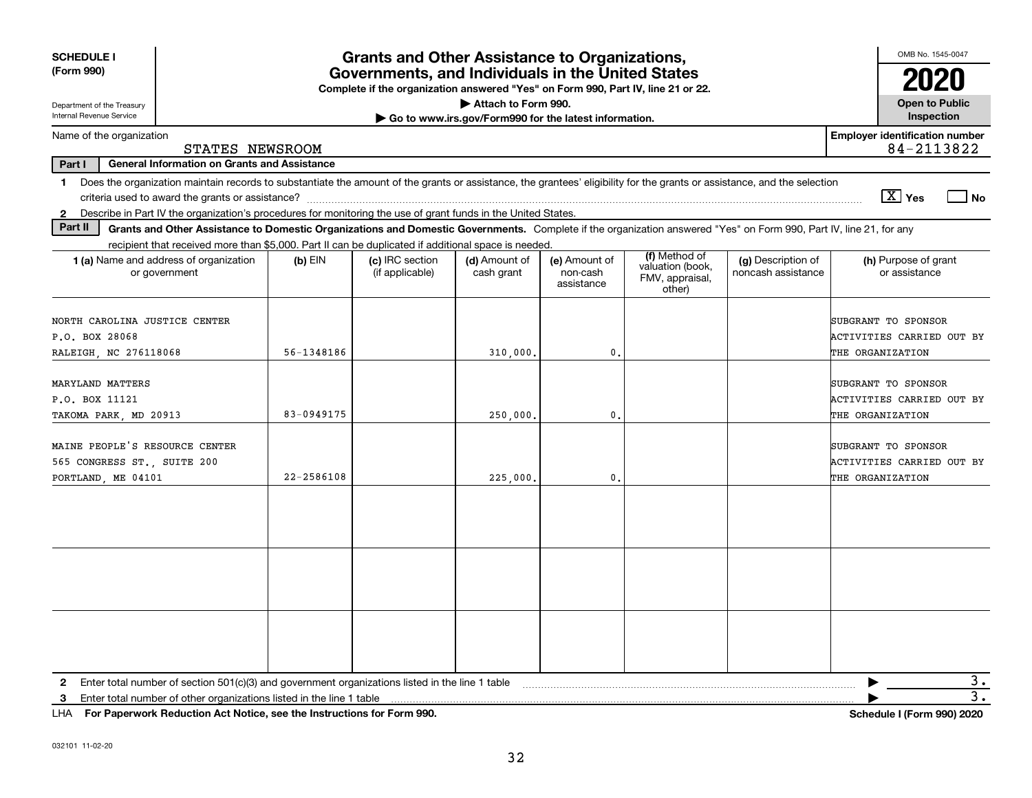**SCHEDULE I (Form 990)**

Department of the Treasury
Internal Revenue Service

# Grants and Other Assistance to Organizations, Governments, and Individuals in the United States

**Complete if the organization answered "Yes" on Form 990, Part IV, line 21 or 22.**

**▶ Attach to Form 990.**

**▶ Go to www.irs.gov/Form990 for the latest information.**

OMB No. 1545-0047

**2020**

**Open to Public Inspection**

Name of the organization: STATES NEWSROOM

**Employer identification number** 84-2113822

**Part I — General Information on Grants and Assistance**

1 Does the organization maintain records to substantiate the amount of the grants or assistance, the grantees' eligibility for the grants or assistance, and the selection criteria used to award the grants or assistance? [X] Yes [ ] No

2 Describe in Part IV the organization's procedures for monitoring the use of grant funds in the United States.

**Part II — Grants and Other Assistance to Domestic Organizations and Domestic Governments.** Complete if the organization answered "Yes" on Form 990, Part IV, line 21, for any recipient that received more than $5,000. Part II can be duplicated if additional space is needed.

| 1 (a) Name and address of organization or government | (b) EIN | (c) IRC section (if applicable) | (d) Amount of cash grant | (e) Amount of non-cash assistance | (f) Method of valuation (book, FMV, appraisal, other) | (g) Description of noncash assistance | (h) Purpose of grant or assistance |
|---|---|---|---|---|---|---|---|
| NORTH CAROLINA JUSTICE CENTER<br>P.O. BOX 28068<br>RALEIGH, NC 276118068 | 56-1348186 | | 310,000. | 0. | | | SUBGRANT TO SPONSOR ACTIVITIES CARRIED OUT BY THE ORGANIZATION |
| MARYLAND MATTERS<br>P.O. BOX 11121<br>TAKOMA PARK, MD 20913 | 83-0949175 | | 250,000. | 0. | | | SUBGRANT TO SPONSOR ACTIVITIES CARRIED OUT BY THE ORGANIZATION |
| MAINE PEOPLE'S RESOURCE CENTER<br>565 CONGRESS ST., SUITE 200<br>PORTLAND, ME 04101 | 22-2586108 | | 225,000. | 0. | | | SUBGRANT TO SPONSOR ACTIVITIES CARRIED OUT BY THE ORGANIZATION |
| | | | | | | | |
| | | | | | | | |
| | | | | | | | |

2 Enter total number of section 501(c)(3) and government organizations listed in the line 1 table ▶ 3.

3 Enter total number of other organizations listed in the line 1 table ▶ 3.

LHA **For Paperwork Reduction Act Notice, see the Instructions for Form 990.** **Schedule I (Form 990) 2020**

032101 11-02-20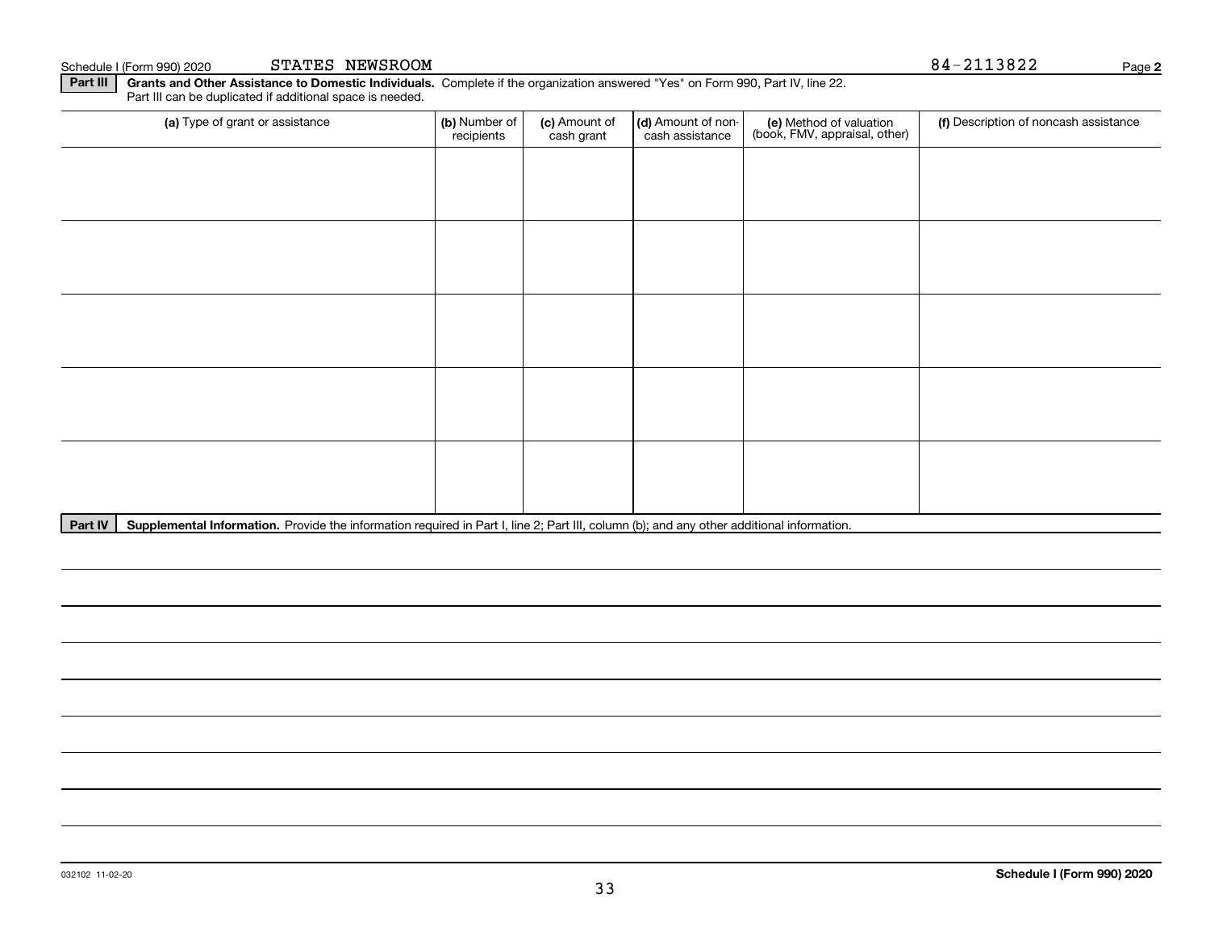Schedule I (Form 990) 2020 STATES NEWSROOM 84-2113822 Page **2**

**Part III** **Grants and Other Assistance to Domestic Individuals.** Complete if the organization answered "Yes" on Form 990, Part IV, line 22. Part III can be duplicated if additional space is needed.

| (a) Type of grant or assistance | (b) Number of recipients | (c) Amount of cash grant | (d) Amount of non-cash assistance | (e) Method of valuation (book, FMV, appraisal, other) | (f) Description of noncash assistance |
|---|---|---|---|---|---|
| | | | | | |
| | | | | | |
| | | | | | |
| | | | | | |
| | | | | | |

**Part IV** **Supplemental Information.** Provide the information required in Part I, line 2; Part III, column (b); and any other additional information.

032102 11-02-20 **Schedule I (Form 990) 2020**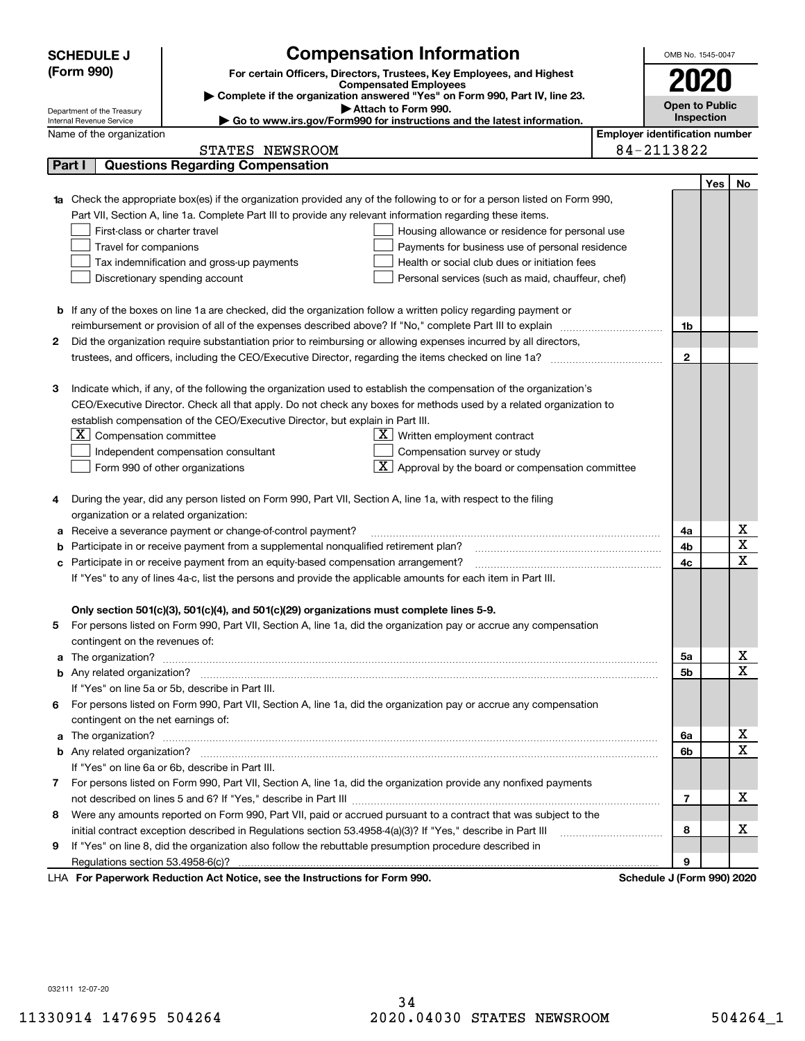**SCHEDULE J (Form 990)**

# Compensation Information

**For certain Officers, Directors, Trustees, Key Employees, and Highest Compensated Employees**

▶ Complete if the organization answered "Yes" on Form 990, Part IV, line 23.
▶ Attach to Form 990.
▶ Go to www.irs.gov/Form990 for instructions and the latest information.

Department of the Treasury
Internal Revenue Service

OMB No. 1545-0047

**2020**

**Open to Public Inspection**

Name of the organization: STATES NEWSROOM

Employer identification number: 84-2113822

## Part I — Questions Regarding Compensation

| | | | Yes | No |
|---|---|---|---|---|
| **1a** | Check the appropriate box(es) if the organization provided any of the following to or for a person listed on Form 990, Part VII, Section A, line 1a. Complete Part III to provide any relevant information regarding these items.<br>☐ First-class or charter travel ☐ Housing allowance or residence for personal use<br>☐ Travel for companions ☐ Payments for business use of personal residence<br>☐ Tax indemnification and gross-up payments ☐ Health or social club dues or initiation fees<br>☐ Discretionary spending account ☐ Personal services (such as maid, chauffeur, chef) | | | |
| **b** | If any of the boxes on line 1a are checked, did the organization follow a written policy regarding payment or reimbursement or provision of all of the expenses described above? If "No," complete Part III to explain | 1b | | |
| **2** | Did the organization require substantiation prior to reimbursing or allowing expenses incurred by all directors, trustees, and officers, including the CEO/Executive Director, regarding the items checked on line 1a? | 2 | | |
| **3** | Indicate which, if any, of the following the organization used to establish the compensation of the organization's CEO/Executive Director. Check all that apply. Do not check any boxes for methods used by a related organization to establish compensation of the CEO/Executive Director, but explain in Part III.<br>☒ Compensation committee ☒ Written employment contract<br>☐ Independent compensation consultant ☐ Compensation survey or study<br>☐ Form 990 of other organizations ☒ Approval by the board or compensation committee | | | |
| **4** | During the year, did any person listed on Form 990, Part VII, Section A, line 1a, with respect to the filing organization or a related organization: | | | |
| **a** | Receive a severance payment or change-of-control payment? | 4a | | X |
| **b** | Participate in or receive payment from a supplemental nonqualified retirement plan? | 4b | | X |
| **c** | Participate in or receive payment from an equity-based compensation arrangement? | 4c | | X |
| | If "Yes" to any of lines 4a-c, list the persons and provide the applicable amounts for each item in Part III. | | | |
| | **Only section 501(c)(3), 501(c)(4), and 501(c)(29) organizations must complete lines 5-9.** | | | |
| **5** | For persons listed on Form 990, Part VII, Section A, line 1a, did the organization pay or accrue any compensation contingent on the revenues of: | | | |
| **a** | The organization? | 5a | | X |
| **b** | Any related organization? | 5b | | X |
| | If "Yes" on line 5a or 5b, describe in Part III. | | | |
| **6** | For persons listed on Form 990, Part VII, Section A, line 1a, did the organization pay or accrue any compensation contingent on the net earnings of: | | | |
| **a** | The organization? | 6a | | X |
| **b** | Any related organization? | 6b | | X |
| | If "Yes" on line 6a or 6b, describe in Part III. | | | |
| **7** | For persons listed on Form 990, Part VII, Section A, line 1a, did the organization provide any nonfixed payments not described on lines 5 and 6? If "Yes," describe in Part III | 7 | | X |
| **8** | Were any amounts reported on Form 990, Part VII, paid or accrued pursuant to a contract that was subject to the initial contract exception described in Regulations section 53.4958-4(a)(3)? If "Yes," describe in Part III | 8 | | X |
| **9** | If "Yes" on line 8, did the organization also follow the rebuttable presumption procedure described in Regulations section 53.4958-6(c)? | 9 | | |

LHA **For Paperwork Reduction Act Notice, see the Instructions for Form 990.** **Schedule J (Form 990) 2020**

032111 12-07-20

11330914 147695 504264 2020.04030 STATES NEWSROOM 504264_1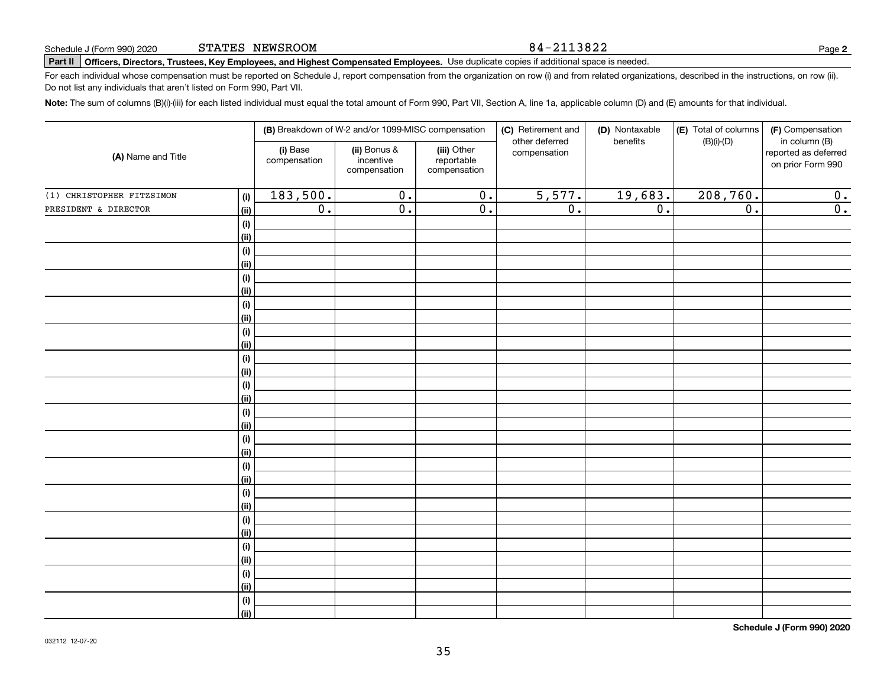Schedule J (Form 990) 2020 STATES NEWSROOM 84-2113822

**Part II** **Officers, Directors, Trustees, Key Employees, and Highest Compensated Employees.** Use duplicate copies if additional space is needed.

For each individual whose compensation must be reported on Schedule J, report compensation from the organization on row (i) and from related organizations, described in the instructions, on row (ii). Do not list any individuals that aren't listed on Form 990, Part VII.

**Note:** The sum of columns (B)(i)-(iii) for each listed individual must equal the total amount of Form 990, Part VII, Section A, line 1a, applicable column (D) and (E) amounts for that individual.

| (A) Name and Title | | (B) Breakdown of W-2 and/or 1099-MISC compensation | | | (C) Retirement and other deferred compensation | (D) Nontaxable benefits | (E) Total of columns (B)(i)-(D) | (F) Compensation in column (B) reported as deferred on prior Form 990 |
|---|---|---|---|---|---|---|---|---|
| | | (i) Base compensation | (ii) Bonus & incentive compensation | (iii) Other reportable compensation | | | | |
| (1) CHRISTOPHER FITZSIMON | (i) | 183,500. | 0. | 0. | 5,577. | 19,683. | 208,760. | 0. |
| PRESIDENT & DIRECTOR | (ii) | 0. | 0. | 0. | 0. | 0. | 0. | 0. |
| | (i) | | | | | | | |
| | (ii) | | | | | | | |
| | (i) | | | | | | | |
| | (ii) | | | | | | | |
| | (i) | | | | | | | |
| | (ii) | | | | | | | |
| | (i) | | | | | | | |
| | (ii) | | | | | | | |
| | (i) | | | | | | | |
| | (ii) | | | | | | | |
| | (i) | | | | | | | |
| | (ii) | | | | | | | |
| | (i) | | | | | | | |
| | (ii) | | | | | | | |
| | (i) | | | | | | | |
| | (ii) | | | | | | | |
| | (i) | | | | | | | |
| | (ii) | | | | | | | |
| | (i) | | | | | | | |
| | (ii) | | | | | | | |
| | (i) | | | | | | | |
| | (ii) | | | | | | | |
| | (i) | | | | | | | |
| | (ii) | | | | | | | |
| | (i) | | | | | | | |
| | (ii) | | | | | | | |
| | (i) | | | | | | | |
| | (ii) | | | | | | | |
| | (i) | | | | | | | |
| | (ii) | | | | | | | |

**Schedule J (Form 990) 2020**

032112 12-07-20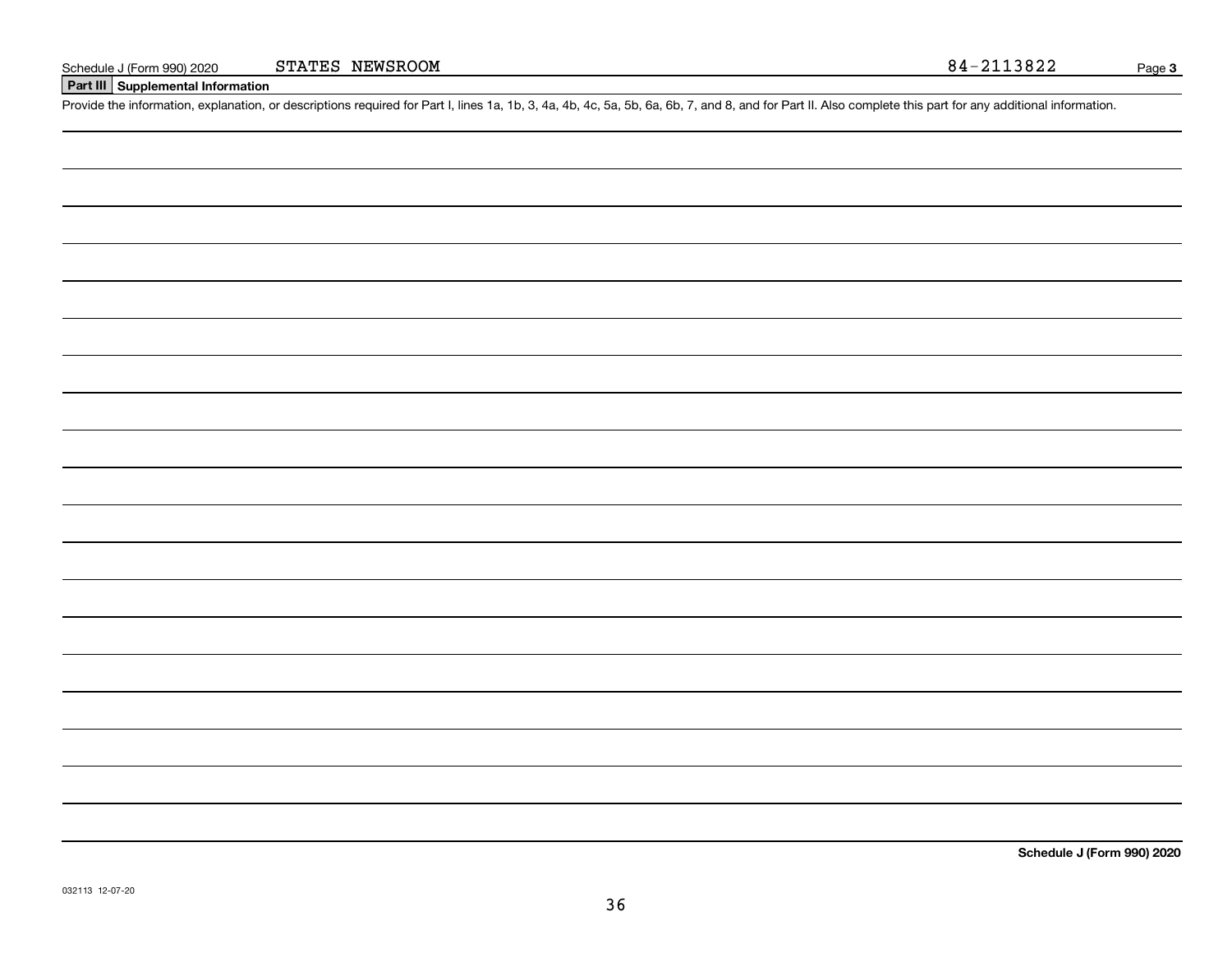## Part III Supplemental Information

Provide the information, explanation, or descriptions required for Part I, lines 1a, 1b, 3, 4a, 4b, 4c, 5a, 5b, 6a, 6b, 7, and 8, and for Part II. Also complete this part for any additional information.

**Schedule J (Form 990) 2020**

032113 12-07-20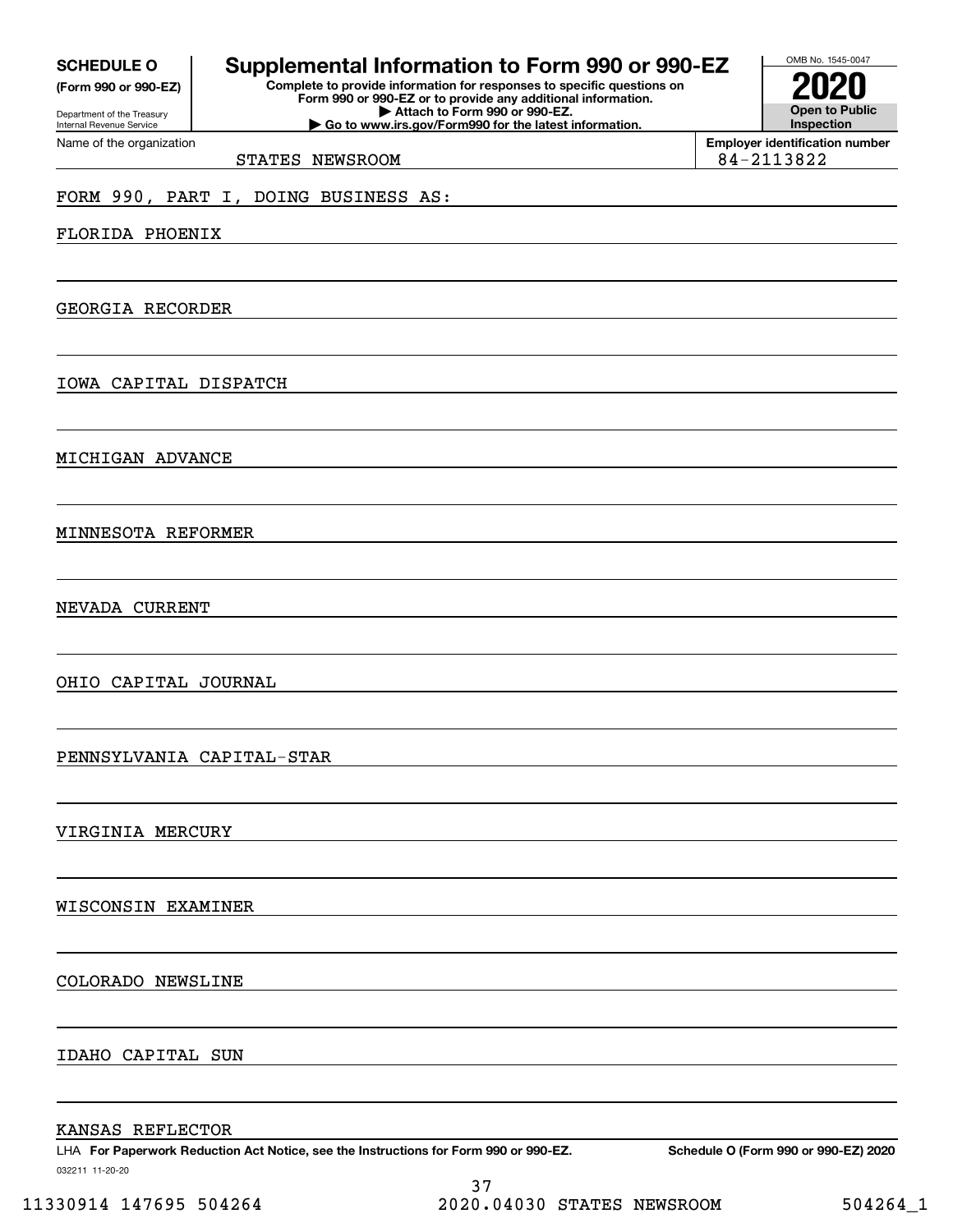**SCHEDULE O**
**(Form 990 or 990-EZ)**

Department of the Treasury
Internal Revenue Service

# Supplemental Information to Form 990 or 990-EZ

**Complete to provide information for responses to specific questions on Form 990 or 990-EZ or to provide any additional information.**
**▶ Attach to Form 990 or 990-EZ.**
**▶ Go to www.irs.gov/Form990 for the latest information.**

OMB No. 1545-0047

**2020**

**Open to Public Inspection**

Name of the organization: STATES NEWSROOM

**Employer identification number:** 84-2113822

FORM 990, PART I, DOING BUSINESS AS:

FLORIDA PHOENIX

GEORGIA RECORDER

IOWA CAPITAL DISPATCH

MICHIGAN ADVANCE

MINNESOTA REFORMER

NEVADA CURRENT

OHIO CAPITAL JOURNAL

PENNSYLVANIA CAPITAL-STAR

VIRGINIA MERCURY

WISCONSIN EXAMINER

COLORADO NEWSLINE

IDAHO CAPITAL SUN

KANSAS REFLECTOR

LHA **For Paperwork Reduction Act Notice, see the Instructions for Form 990 or 990-EZ.** **Schedule O (Form 990 or 990-EZ) 2020**

032211 11-20-20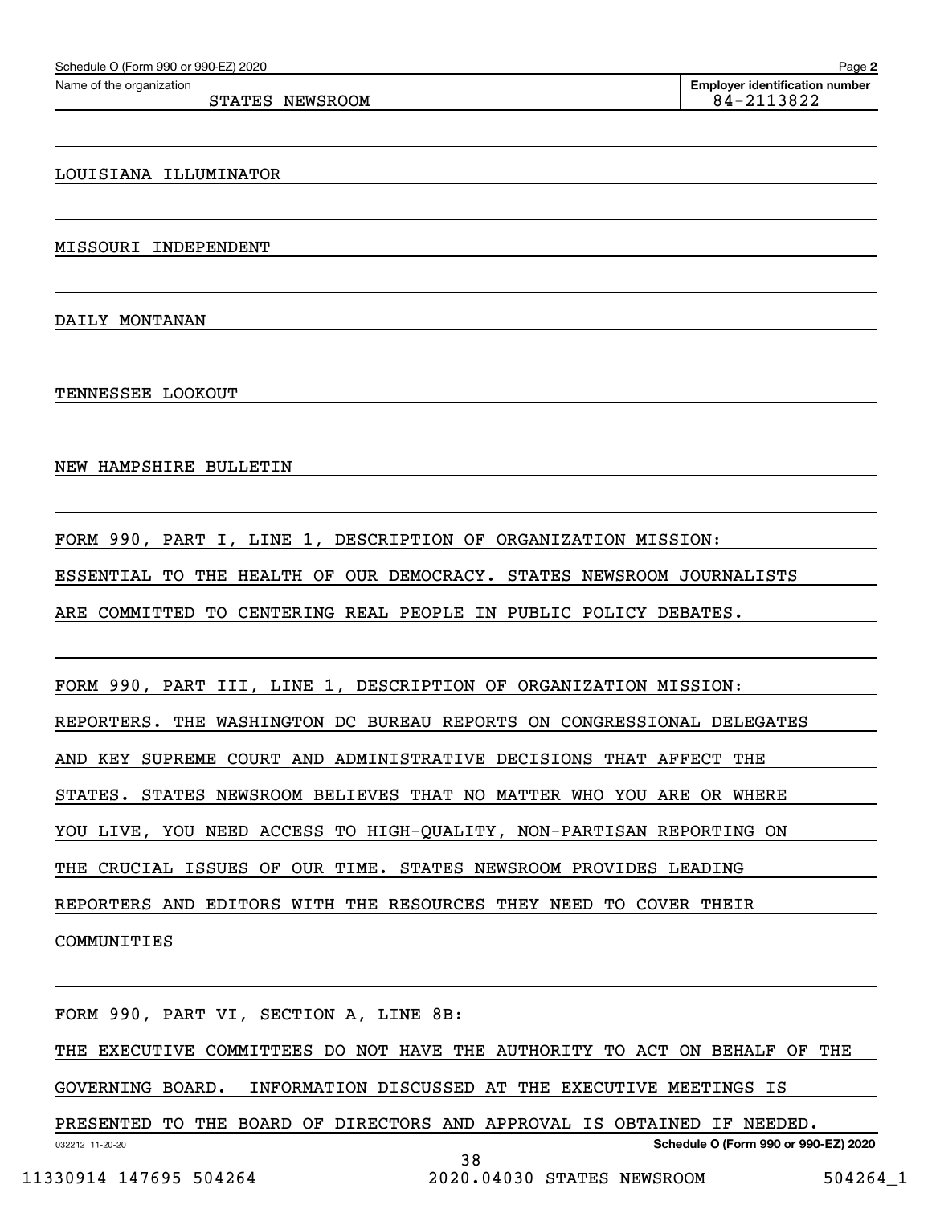Name of the organization: STATES NEWSROOM

Employer identification number: 84-2113822

LOUISIANA ILLUMINATOR

MISSOURI INDEPENDENT

DAILY MONTANAN

TENNESSEE LOOKOUT

NEW HAMPSHIRE BULLETIN

FORM 990, PART I, LINE 1, DESCRIPTION OF ORGANIZATION MISSION:

ESSENTIAL TO THE HEALTH OF OUR DEMOCRACY. STATES NEWSROOM JOURNALISTS ARE COMMITTED TO CENTERING REAL PEOPLE IN PUBLIC POLICY DEBATES.

FORM 990, PART III, LINE 1, DESCRIPTION OF ORGANIZATION MISSION:

REPORTERS. THE WASHINGTON DC BUREAU REPORTS ON CONGRESSIONAL DELEGATES AND KEY SUPREME COURT AND ADMINISTRATIVE DECISIONS THAT AFFECT THE STATES. STATES NEWSROOM BELIEVES THAT NO MATTER WHO YOU ARE OR WHERE YOU LIVE, YOU NEED ACCESS TO HIGH-QUALITY, NON-PARTISAN REPORTING ON THE CRUCIAL ISSUES OF OUR TIME. STATES NEWSROOM PROVIDES LEADING REPORTERS AND EDITORS WITH THE RESOURCES THEY NEED TO COVER THEIR COMMUNITIES

FORM 990, PART VI, SECTION A, LINE 8B:

THE EXECUTIVE COMMITTEES DO NOT HAVE THE AUTHORITY TO ACT ON BEHALF OF THE GOVERNING BOARD. INFORMATION DISCUSSED AT THE EXECUTIVE MEETINGS IS PRESENTED TO THE BOARD OF DIRECTORS AND APPROVAL IS OBTAINED IF NEEDED.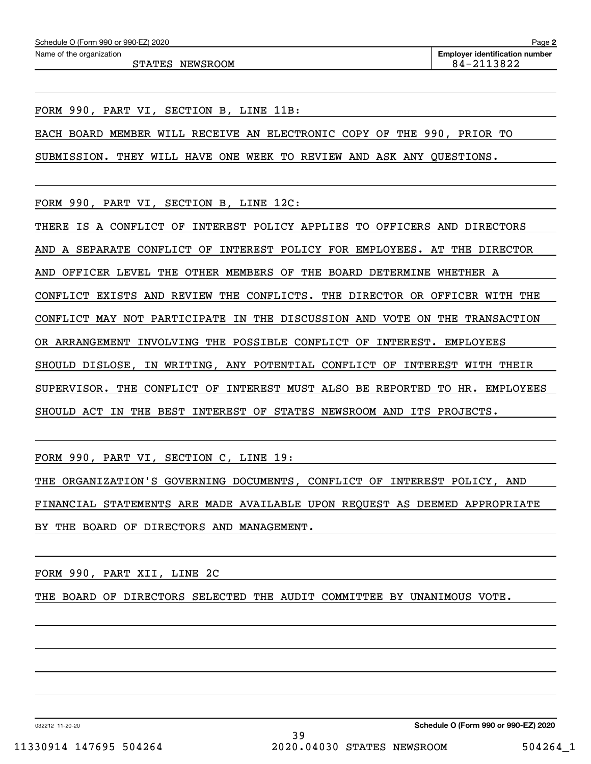Schedule O (Form 990 or 990-EZ) 2020

Name of the organization: STATES NEWSROOM

Employer identification number: 84-2113822

FORM 990, PART VI, SECTION B, LINE 11B:

EACH BOARD MEMBER WILL RECEIVE AN ELECTRONIC COPY OF THE 990, PRIOR TO SUBMISSION. THEY WILL HAVE ONE WEEK TO REVIEW AND ASK ANY QUESTIONS.

FORM 990, PART VI, SECTION B, LINE 12C:

THERE IS A CONFLICT OF INTEREST POLICY APPLIES TO OFFICERS AND DIRECTORS AND A SEPARATE CONFLICT OF INTEREST POLICY FOR EMPLOYEES. AT THE DIRECTOR AND OFFICER LEVEL THE OTHER MEMBERS OF THE BOARD DETERMINE WHETHER A CONFLICT EXISTS AND REVIEW THE CONFLICTS. THE DIRECTOR OR OFFICER WITH THE CONFLICT MAY NOT PARTICIPATE IN THE DISCUSSION AND VOTE ON THE TRANSACTION OR ARRANGEMENT INVOLVING THE POSSIBLE CONFLICT OF INTEREST. EMPLOYEES SHOULD DISLOSE, IN WRITING, ANY POTENTIAL CONFLICT OF INTEREST WITH THEIR SUPERVISOR. THE CONFLICT OF INTEREST MUST ALSO BE REPORTED TO HR. EMPLOYEES SHOULD ACT IN THE BEST INTEREST OF STATES NEWSROOM AND ITS PROJECTS.

FORM 990, PART VI, SECTION C, LINE 19:

THE ORGANIZATION'S GOVERNING DOCUMENTS, CONFLICT OF INTEREST POLICY, AND FINANCIAL STATEMENTS ARE MADE AVAILABLE UPON REQUEST AS DEEMED APPROPRIATE BY THE BOARD OF DIRECTORS AND MANAGEMENT.

FORM 990, PART XII, LINE 2C

THE BOARD OF DIRECTORS SELECTED THE AUDIT COMMITTEE BY UNANIMOUS VOTE.

032212 11-20-20

Schedule O (Form 990 or 990-EZ) 2020

11330914 147695 504264 2020.04030 STATES NEWSROOM 504264_1